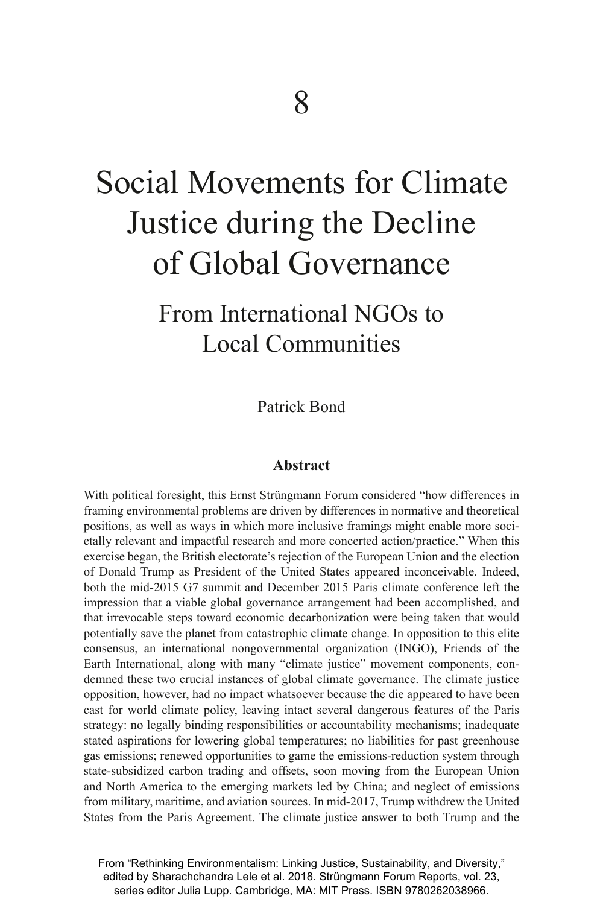# 8

# Social Movements for Climate Justice during the Decline of Global Governance

## From International NGOs to Local Communities

Patrick Bond

### Abstract

With political foresight, this Ernst Strüngmann Forum considered "how differences in framing environmental problems are driven by differences in normative and theoretical positions, as well as ways in which more inclusive framings might enable more societally relevant and impactful research and more concerted action/practice." When this exercise began, the British electorate's rejection of the European Union and the election of Donald Trump as President of the United States appeared inconceivable. Indeed, both the mid-2015 G7 summit and December 2015 Paris climate conference left the impression that a viable global governance arrangement had been accomplished, and that irrevocable steps toward economic decarbonization were being taken that would potentially save the planet from catastrophic climate change. In opposition to this elite consensus, an international nongovernmental organization (INGO), Friends of the Earth International, along with many "climate justice" movement components, condemned these two crucial instances of global climate governance. The climate justice opposition, however, had no impact whatsoever because the die appeared to have been cast for world climate policy, leaving intact several dangerous features of the Paris strategy: no legally binding responsibilities or accountability mechanisms; inadequate stated aspirations for lowering global temperatures; no liabilities for past greenhouse gas emissions; renewed opportunities to game the emissions-reduction system through state-subsidized carbon trading and offsets, soon moving from the European Union and North America to the emerging markets led by China; and neglect of emissions from military, maritime, and aviation sources. In mid-2017, Trump withdrew the United States from the Paris Agreement. The climate justice answer to both Trump and the

From "Rethinking Environmentalism: Linking Justice, Sustainability, and Diversity," edited by Sharachchandra Lele et al. 2018. Strüngmann Forum Reports, vol. 23, series editor Julia Lupp. Cambridge, MA: MIT Press. ISBN 9780262038966.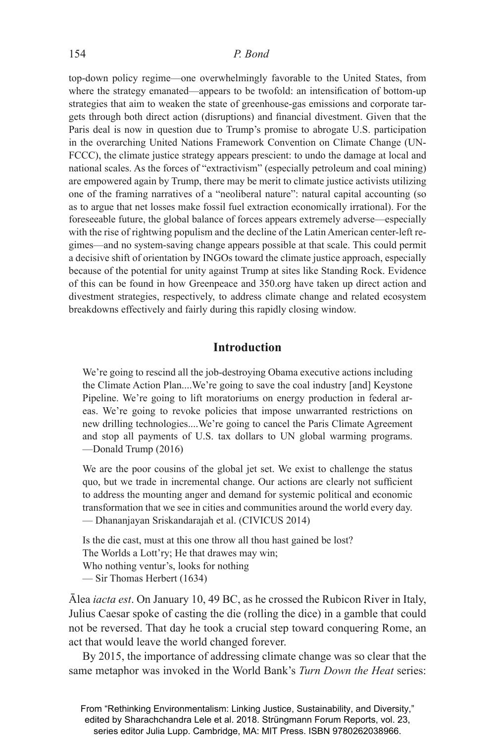top-down policy regime—one overwhelmingly favorable to the United States, from where the strategy emanated—appears to be twofold: an intensification of bottom-up strategies that aim to weaken the state of greenhouse-gas emissions and corporate targets through both direct action (disruptions) and financial divestment. Given that the Paris deal is now in question due to Trump's promise to abrogate U.S. participation in the overarching United Nations Framework Convention on Climate Change (UNFCCC), the climate justice strategy appears prescient: to undo the damage at local and national scales. As the forces of "extractivism" (especially petroleum and coal mining) are empowered again by Trump, there may be merit to climate justice activists utilizing one of the framing narratives of a "neoliberal nature": natural capital accounting (so as to argue that net losses make fossil fuel extraction economically irrational). For the foreseeable future, the global balance of forces appears extremely adverse—especially with the rise of rightwing populism and the decline of the Latin American center-left regimes—and no system-saving change appears possible at that scale. This could permit a decisive shift of orientation by INGOs toward the climate justice approach, especially because of the potential for unity against Trump at sites like Standing Rock. Evidence of this can be found in how Greenpeace and 350.org have taken up direct action and divestment strategies, respectively, to address climate change and related ecosystem breakdowns effectively and fairly during this rapidly closing window.

## Introduction

> We're going to rescind all the job-destroying Obama executive actions including the Climate Action Plan....We're going to save the coal industry [and] Keystone Pipeline. We're going to lift moratoriums on energy production in federal areas. We're going to revoke policies that impose unwarranted restrictions on new drilling technologies....We're going to cancel the Paris Climate Agreement and stop all payments of U.S. tax dollars to UN global warming programs.
> —Donald Trump (2016)

> We are the poor cousins of the global jet set. We exist to challenge the status quo, but we trade in incremental change. Our actions are clearly not sufficient to address the mounting anger and demand for systemic political and economic transformation that we see in cities and communities around the world every day.
> — Dhananjayan Sriskandarajah et al. (CIVICUS 2014)

> Is the die cast, must at this one throw all thou hast gained be lost?
> The Worlds a Lott'ry; He that drawes may win;
> Who nothing ventur's, looks for nothing
> — Sir Thomas Herbert (1634)

Ālea *iacta est*. On January 10, 49 BC, as he crossed the Rubicon River in Italy, Julius Caesar spoke of casting the die (rolling the dice) in a gamble that could not be reversed. That day he took a crucial step toward conquering Rome, an act that would leave the world changed forever.

By 2015, the importance of addressing climate change was so clear that the same metaphor was invoked in the World Bank's *Turn Down the Heat* series:

From "Rethinking Environmentalism: Linking Justice, Sustainability, and Diversity," edited by Sharachchandra Lele et al. 2018. Strüngmann Forum Reports, vol. 23, series editor Julia Lupp. Cambridge, MA: MIT Press. ISBN 9780262038966.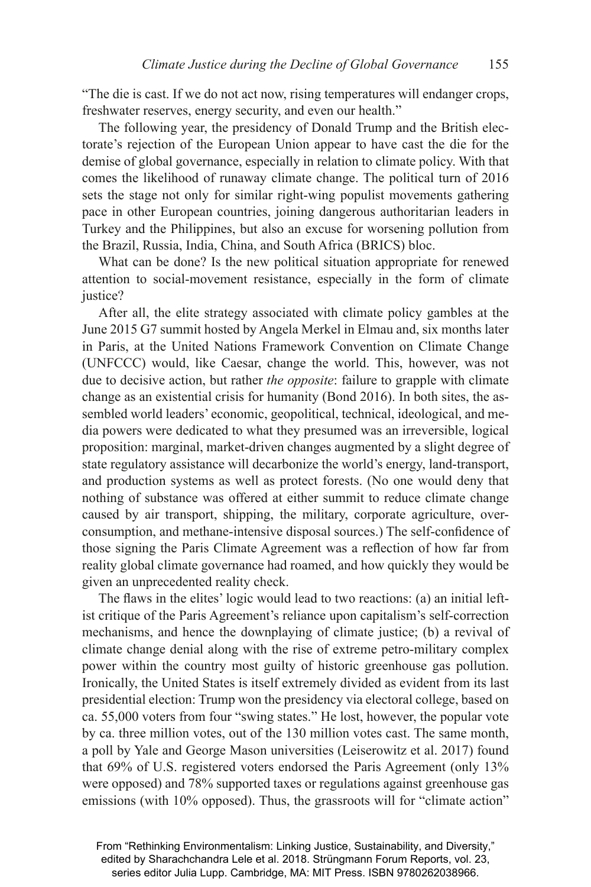"The die is cast. If we do not act now, rising temperatures will endanger crops, freshwater reserves, energy security, and even our health."

The following year, the presidency of Donald Trump and the British electorate's rejection of the European Union appear to have cast the die for the demise of global governance, especially in relation to climate policy. With that comes the likelihood of runaway climate change. The political turn of 2016 sets the stage not only for similar right-wing populist movements gathering pace in other European countries, joining dangerous authoritarian leaders in Turkey and the Philippines, but also an excuse for worsening pollution from the Brazil, Russia, India, China, and South Africa (BRICS) bloc.

What can be done? Is the new political situation appropriate for renewed attention to social-movement resistance, especially in the form of climate justice?

After all, the elite strategy associated with climate policy gambles at the June 2015 G7 summit hosted by Angela Merkel in Elmau and, six months later in Paris, at the United Nations Framework Convention on Climate Change (UNFCCC) would, like Caesar, change the world. This, however, was not due to decisive action, but rather *the opposite*: failure to grapple with climate change as an existential crisis for humanity (Bond 2016). In both sites, the assembled world leaders' economic, geopolitical, technical, ideological, and media powers were dedicated to what they presumed was an irreversible, logical proposition: marginal, market-driven changes augmented by a slight degree of state regulatory assistance will decarbonize the world's energy, land-transport, and production systems as well as protect forests. (No one would deny that nothing of substance was offered at either summit to reduce climate change caused by air transport, shipping, the military, corporate agriculture, overconsumption, and methane-intensive disposal sources.) The self-confidence of those signing the Paris Climate Agreement was a reflection of how far from reality global climate governance had roamed, and how quickly they would be given an unprecedented reality check.

The flaws in the elites' logic would lead to two reactions: (a) an initial leftist critique of the Paris Agreement's reliance upon capitalism's self-correction mechanisms, and hence the downplaying of climate justice; (b) a revival of climate change denial along with the rise of extreme petro-military complex power within the country most guilty of historic greenhouse gas pollution. Ironically, the United States is itself extremely divided as evident from its last presidential election: Trump won the presidency via electoral college, based on ca. 55,000 voters from four "swing states." He lost, however, the popular vote by ca. three million votes, out of the 130 million votes cast. The same month, a poll by Yale and George Mason universities (Leiserowitz et al. 2017) found that 69% of U.S. registered voters endorsed the Paris Agreement (only 13% were opposed) and 78% supported taxes or regulations against greenhouse gas emissions (with 10% opposed). Thus, the grassroots will for "climate action"

From "Rethinking Environmentalism: Linking Justice, Sustainability, and Diversity," edited by Sharachchandra Lele et al. 2018. Strüngmann Forum Reports, vol. 23, series editor Julia Lupp. Cambridge, MA: MIT Press. ISBN 9780262038966.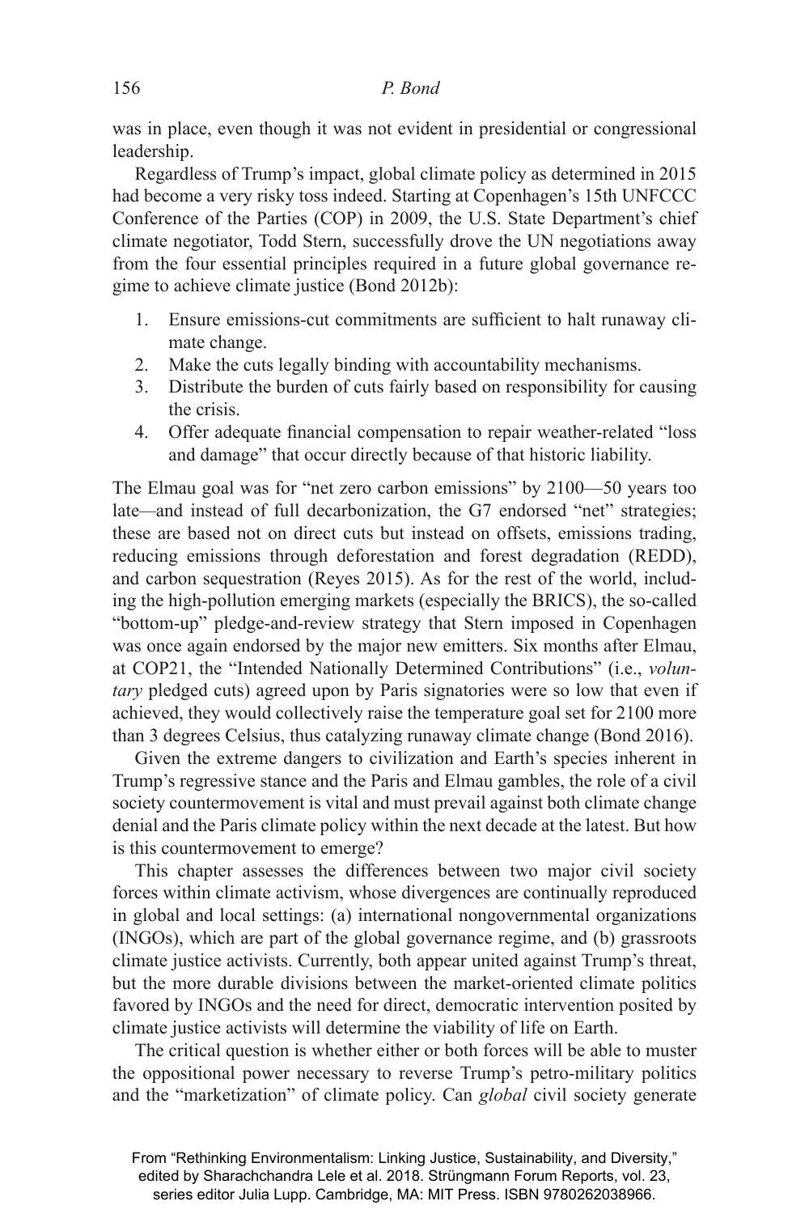was in place, even though it was not evident in presidential or congressional leadership.

Regardless of Trump's impact, global climate policy as determined in 2015 had become a very risky toss indeed. Starting at Copenhagen's 15th UNFCCC Conference of the Parties (COP) in 2009, the U.S. State Department's chief climate negotiator, Todd Stern, successfully drove the UN negotiations away from the four essential principles required in a future global governance regime to achieve climate justice (Bond 2012b):

1. Ensure emissions-cut commitments are sufficient to halt runaway climate change.
2. Make the cuts legally binding with accountability mechanisms.
3. Distribute the burden of cuts fairly based on responsibility for causing the crisis.
4. Offer adequate financial compensation to repair weather-related "loss and damage" that occur directly because of that historic liability.

The Elmau goal was for "net zero carbon emissions" by 2100—50 years too late—and instead of full decarbonization, the G7 endorsed "net" strategies; these are based not on direct cuts but instead on offsets, emissions trading, reducing emissions through deforestation and forest degradation (REDD), and carbon sequestration (Reyes 2015). As for the rest of the world, including the high-pollution emerging markets (especially the BRICS), the so-called "bottom-up" pledge-and-review strategy that Stern imposed in Copenhagen was once again endorsed by the major new emitters. Six months after Elmau, at COP21, the "Intended Nationally Determined Contributions" (i.e., *voluntary* pledged cuts) agreed upon by Paris signatories were so low that even if achieved, they would collectively raise the temperature goal set for 2100 more than 3 degrees Celsius, thus catalyzing runaway climate change (Bond 2016).

Given the extreme dangers to civilization and Earth's species inherent in Trump's regressive stance and the Paris and Elmau gambles, the role of a civil society countermovement is vital and must prevail against both climate change denial and the Paris climate policy within the next decade at the latest. But how is this countermovement to emerge?

This chapter assesses the differences between two major civil society forces within climate activism, whose divergences are continually reproduced in global and local settings: (a) international nongovernmental organizations (INGOs), which are part of the global governance regime, and (b) grassroots climate justice activists. Currently, both appear united against Trump's threat, but the more durable divisions between the market-oriented climate politics favored by INGOs and the need for direct, democratic intervention posited by climate justice activists will determine the viability of life on Earth.

The critical question is whether either or both forces will be able to muster the oppositional power necessary to reverse Trump's petro-military politics and the "marketization" of climate policy. Can *global* civil society generate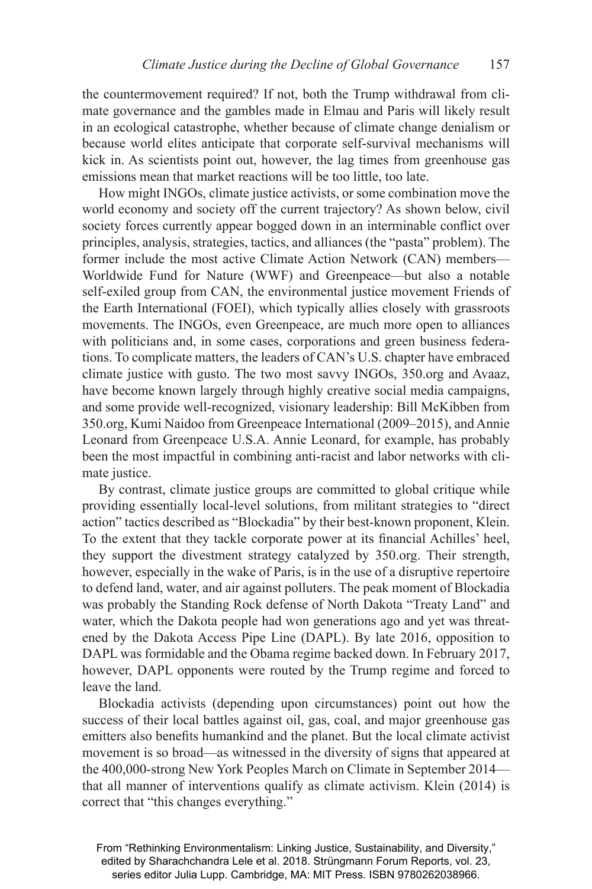the countermovement required? If not, both the Trump withdrawal from climate governance and the gambles made in Elmau and Paris will likely result in an ecological catastrophe, whether because of climate change denialism or because world elites anticipate that corporate self-survival mechanisms will kick in. As scientists point out, however, the lag times from greenhouse gas emissions mean that market reactions will be too little, too late.

How might INGOs, climate justice activists, or some combination move the world economy and society off the current trajectory? As shown below, civil society forces currently appear bogged down in an interminable conflict over principles, analysis, strategies, tactics, and alliances (the "pasta" problem). The former include the most active Climate Action Network (CAN) members—Worldwide Fund for Nature (WWF) and Greenpeace—but also a notable self-exiled group from CAN, the environmental justice movement Friends of the Earth International (FOEI), which typically allies closely with grassroots movements. The INGOs, even Greenpeace, are much more open to alliances with politicians and, in some cases, corporations and green business federations. To complicate matters, the leaders of CAN's U.S. chapter have embraced climate justice with gusto. The two most savvy INGOs, 350.org and Avaaz, have become known largely through highly creative social media campaigns, and some provide well-recognized, visionary leadership: Bill McKibben from 350.org, Kumi Naidoo from Greenpeace International (2009–2015), and Annie Leonard from Greenpeace U.S.A. Annie Leonard, for example, has probably been the most impactful in combining anti-racist and labor networks with climate justice.

By contrast, climate justice groups are committed to global critique while providing essentially local-level solutions, from militant strategies to "direct action" tactics described as "Blockadia" by their best-known proponent, Klein. To the extent that they tackle corporate power at its financial Achilles' heel, they support the divestment strategy catalyzed by 350.org. Their strength, however, especially in the wake of Paris, is in the use of a disruptive repertoire to defend land, water, and air against polluters. The peak moment of Blockadia was probably the Standing Rock defense of North Dakota "Treaty Land" and water, which the Dakota people had won generations ago and yet was threatened by the Dakota Access Pipe Line (DAPL). By late 2016, opposition to DAPL was formidable and the Obama regime backed down. In February 2017, however, DAPL opponents were routed by the Trump regime and forced to leave the land.

Blockadia activists (depending upon circumstances) point out how the success of their local battles against oil, gas, coal, and major greenhouse gas emitters also benefits humankind and the planet. But the local climate activist movement is so broad—as witnessed in the diversity of signs that appeared at the 400,000-strong New York Peoples March on Climate in September 2014—that all manner of interventions qualify as climate activism. Klein (2014) is correct that "this changes everything."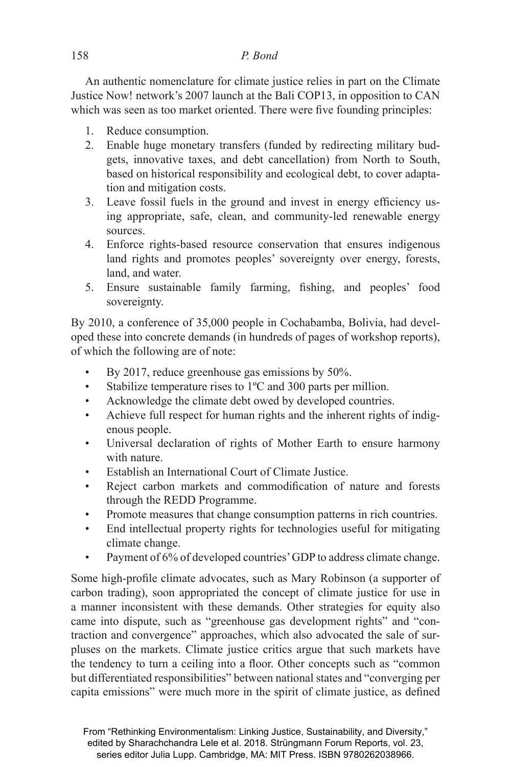An authentic nomenclature for climate justice relies in part on the Climate Justice Now! network's 2007 launch at the Bali COP13, in opposition to CAN which was seen as too market oriented. There were five founding principles:

1. Reduce consumption.
2. Enable huge monetary transfers (funded by redirecting military budgets, innovative taxes, and debt cancellation) from North to South, based on historical responsibility and ecological debt, to cover adaptation and mitigation costs.
3. Leave fossil fuels in the ground and invest in energy efficiency using appropriate, safe, clean, and community-led renewable energy sources.
4. Enforce rights-based resource conservation that ensures indigenous land rights and promotes peoples' sovereignty over energy, forests, land, and water.
5. Ensure sustainable family farming, fishing, and peoples' food sovereignty.

By 2010, a conference of 35,000 people in Cochabamba, Bolivia, had developed these into concrete demands (in hundreds of pages of workshop reports), of which the following are of note:

- By 2017, reduce greenhouse gas emissions by 50%.
- Stabilize temperature rises to 1ºC and 300 parts per million.
- Acknowledge the climate debt owed by developed countries.
- Achieve full respect for human rights and the inherent rights of indigenous people.
- Universal declaration of rights of Mother Earth to ensure harmony with nature.
- Establish an International Court of Climate Justice.
- Reject carbon markets and commodification of nature and forests through the REDD Programme.
- Promote measures that change consumption patterns in rich countries.
- End intellectual property rights for technologies useful for mitigating climate change.
- Payment of 6% of developed countries' GDP to address climate change.

Some high-profile climate advocates, such as Mary Robinson (a supporter of carbon trading), soon appropriated the concept of climate justice for use in a manner inconsistent with these demands. Other strategies for equity also came into dispute, such as "greenhouse gas development rights" and "contraction and convergence" approaches, which also advocated the sale of surpluses on the markets. Climate justice critics argue that such markets have the tendency to turn a ceiling into a floor. Other concepts such as "common but differentiated responsibilities" between national states and "converging per capita emissions" were much more in the spirit of climate justice, as defined

From "Rethinking Environmentalism: Linking Justice, Sustainability, and Diversity," edited by Sharachchandra Lele et al. 2018. Strüngmann Forum Reports, vol. 23, series editor Julia Lupp. Cambridge, MA: MIT Press. ISBN 9780262038966.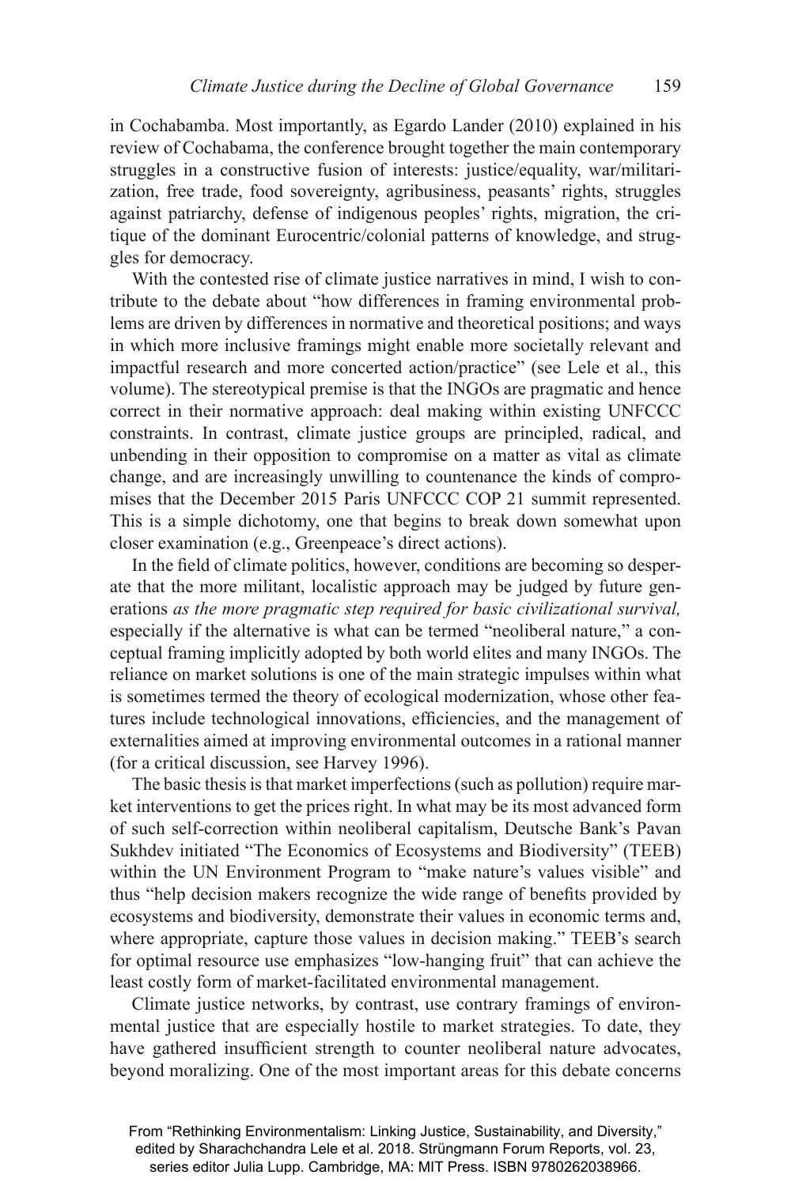in Cochabamba. Most importantly, as Egardo Lander (2010) explained in his review of Cochabama, the conference brought together the main contemporary struggles in a constructive fusion of interests: justice/equality, war/militarization, free trade, food sovereignty, agribusiness, peasants' rights, struggles against patriarchy, defense of indigenous peoples' rights, migration, the critique of the dominant Eurocentric/colonial patterns of knowledge, and struggles for democracy.

With the contested rise of climate justice narratives in mind, I wish to contribute to the debate about "how differences in framing environmental problems are driven by differences in normative and theoretical positions; and ways in which more inclusive framings might enable more societally relevant and impactful research and more concerted action/practice" (see Lele et al., this volume). The stereotypical premise is that the INGOs are pragmatic and hence correct in their normative approach: deal making within existing UNFCCC constraints. In contrast, climate justice groups are principled, radical, and unbending in their opposition to compromise on a matter as vital as climate change, and are increasingly unwilling to countenance the kinds of compromises that the December 2015 Paris UNFCCC COP 21 summit represented. This is a simple dichotomy, one that begins to break down somewhat upon closer examination (e.g., Greenpeace's direct actions).

In the field of climate politics, however, conditions are becoming so desperate that the more militant, localistic approach may be judged by future generations *as the more pragmatic step required for basic civilizational survival,* especially if the alternative is what can be termed "neoliberal nature," a conceptual framing implicitly adopted by both world elites and many INGOs. The reliance on market solutions is one of the main strategic impulses within what is sometimes termed the theory of ecological modernization, whose other features include technological innovations, efficiencies, and the management of externalities aimed at improving environmental outcomes in a rational manner (for a critical discussion, see Harvey 1996).

The basic thesis is that market imperfections (such as pollution) require market interventions to get the prices right. In what may be its most advanced form of such self-correction within neoliberal capitalism, Deutsche Bank's Pavan Sukhdev initiated "The Economics of Ecosystems and Biodiversity" (TEEB) within the UN Environment Program to "make nature's values visible" and thus "help decision makers recognize the wide range of benefits provided by ecosystems and biodiversity, demonstrate their values in economic terms and, where appropriate, capture those values in decision making." TEEB's search for optimal resource use emphasizes "low-hanging fruit" that can achieve the least costly form of market-facilitated environmental management.

Climate justice networks, by contrast, use contrary framings of environmental justice that are especially hostile to market strategies. To date, they have gathered insufficient strength to counter neoliberal nature advocates, beyond moralizing. One of the most important areas for this debate concerns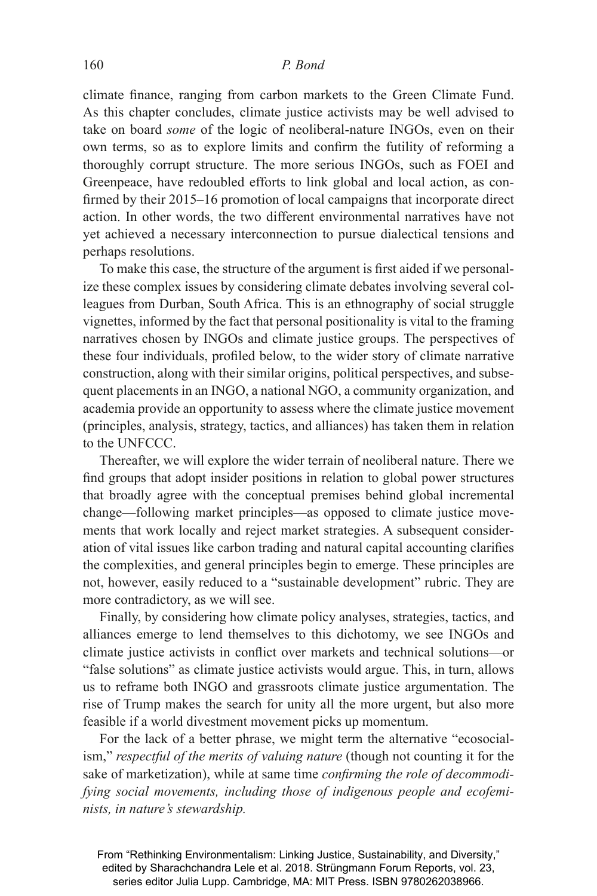climate finance, ranging from carbon markets to the Green Climate Fund. As this chapter concludes, climate justice activists may be well advised to take on board *some* of the logic of neoliberal-nature INGOs, even on their own terms, so as to explore limits and confirm the futility of reforming a thoroughly corrupt structure. The more serious INGOs, such as FOEI and Greenpeace, have redoubled efforts to link global and local action, as confirmed by their 2015–16 promotion of local campaigns that incorporate direct action. In other words, the two different environmental narratives have not yet achieved a necessary interconnection to pursue dialectical tensions and perhaps resolutions.

To make this case, the structure of the argument is first aided if we personalize these complex issues by considering climate debates involving several colleagues from Durban, South Africa. This is an ethnography of social struggle vignettes, informed by the fact that personal positionality is vital to the framing narratives chosen by INGOs and climate justice groups. The perspectives of these four individuals, profiled below, to the wider story of climate narrative construction, along with their similar origins, political perspectives, and subsequent placements in an INGO, a national NGO, a community organization, and academia provide an opportunity to assess where the climate justice movement (principles, analysis, strategy, tactics, and alliances) has taken them in relation to the UNFCCC.

Thereafter, we will explore the wider terrain of neoliberal nature. There we find groups that adopt insider positions in relation to global power structures that broadly agree with the conceptual premises behind global incremental change—following market principles—as opposed to climate justice movements that work locally and reject market strategies. A subsequent consideration of vital issues like carbon trading and natural capital accounting clarifies the complexities, and general principles begin to emerge. These principles are not, however, easily reduced to a "sustainable development" rubric. They are more contradictory, as we will see.

Finally, by considering how climate policy analyses, strategies, tactics, and alliances emerge to lend themselves to this dichotomy, we see INGOs and climate justice activists in conflict over markets and technical solutions—or "false solutions" as climate justice activists would argue. This, in turn, allows us to reframe both INGO and grassroots climate justice argumentation. The rise of Trump makes the search for unity all the more urgent, but also more feasible if a world divestment movement picks up momentum.

For the lack of a better phrase, we might term the alternative "ecosocialism," *respectful of the merits of valuing nature* (though not counting it for the sake of marketization), while at same time *confirming the role of decommodifying social movements, including those of indigenous people and ecofeminists, in nature's stewardship.*

From "Rethinking Environmentalism: Linking Justice, Sustainability, and Diversity," edited by Sharachchandra Lele et al. 2018. Strüngmann Forum Reports, vol. 23, series editor Julia Lupp. Cambridge, MA: MIT Press. ISBN 9780262038966.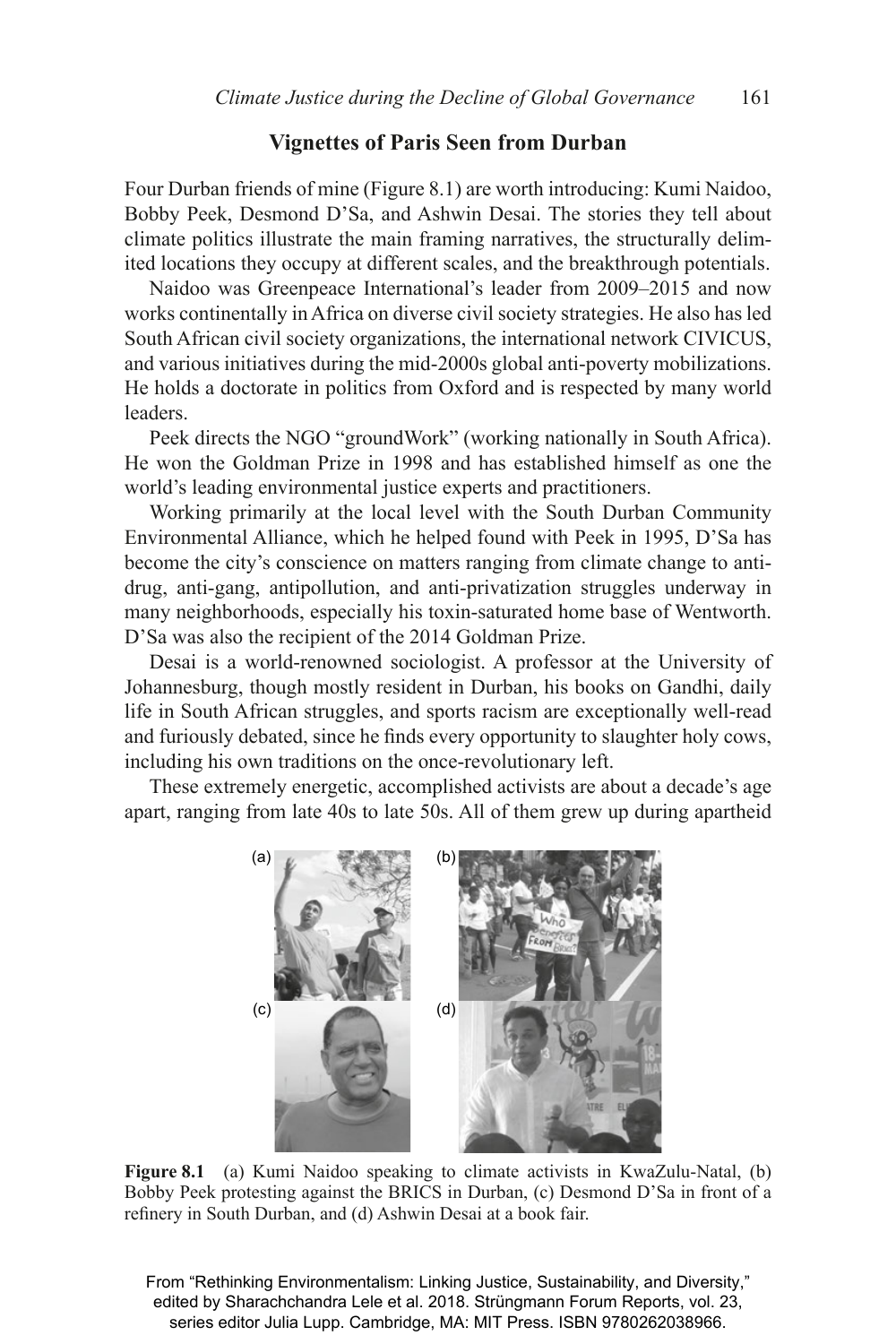### Vignettes of Paris Seen from Durban

Four Durban friends of mine (Figure 8.1) are worth introducing: Kumi Naidoo, Bobby Peek, Desmond D'Sa, and Ashwin Desai. The stories they tell about climate politics illustrate the main framing narratives, the structurally delimited locations they occupy at different scales, and the breakthrough potentials.

Naidoo was Greenpeace International's leader from 2009–2015 and now works continentally in Africa on diverse civil society strategies. He also has led South African civil society organizations, the international network CIVICUS, and various initiatives during the mid-2000s global anti-poverty mobilizations. He holds a doctorate in politics from Oxford and is respected by many world leaders.

Peek directs the NGO "groundWork" (working nationally in South Africa). He won the Goldman Prize in 1998 and has established himself as one the world's leading environmental justice experts and practitioners.

Working primarily at the local level with the South Durban Community Environmental Alliance, which he helped found with Peek in 1995, D'Sa has become the city's conscience on matters ranging from climate change to anti-drug, anti-gang, antipollution, and anti-privatization struggles underway in many neighborhoods, especially his toxin-saturated home base of Wentworth. D'Sa was also the recipient of the 2014 Goldman Prize.

Desai is a world-renowned sociologist. A professor at the University of Johannesburg, though mostly resident in Durban, his books on Gandhi, daily life in South African struggles, and sports racism are exceptionally well-read and furiously debated, since he finds every opportunity to slaughter holy cows, including his own traditions on the once-revolutionary left.

These extremely energetic, accomplished activists are about a decade's age apart, ranging from late 40s to late 50s. All of them grew up during apartheid

**Figure 8.1** (a) Kumi Naidoo speaking to climate activists in KwaZulu-Natal, (b) Bobby Peek protesting against the BRICS in Durban, (c) Desmond D'Sa in front of a refinery in South Durban, and (d) Ashwin Desai at a book fair.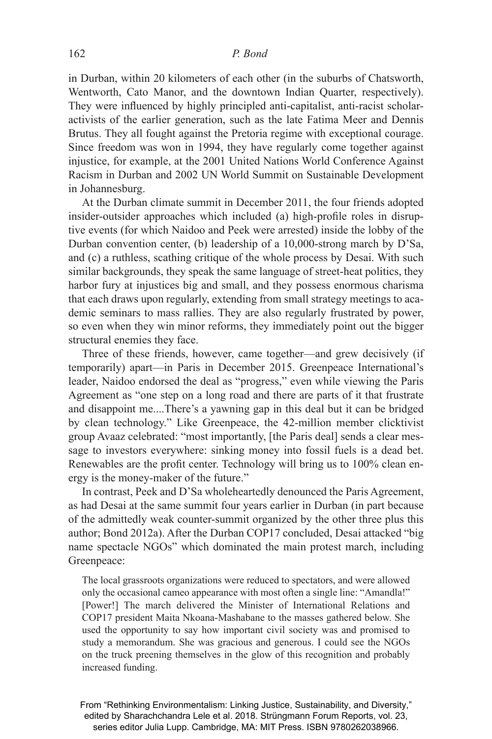in Durban, within 20 kilometers of each other (in the suburbs of Chatsworth, Wentworth, Cato Manor, and the downtown Indian Quarter, respectively). They were influenced by highly principled anti-capitalist, anti-racist scholar-activists of the earlier generation, such as the late Fatima Meer and Dennis Brutus. They all fought against the Pretoria regime with exceptional courage. Since freedom was won in 1994, they have regularly come together against injustice, for example, at the 2001 United Nations World Conference Against Racism in Durban and 2002 UN World Summit on Sustainable Development in Johannesburg.

At the Durban climate summit in December 2011, the four friends adopted insider-outsider approaches which included (a) high-profile roles in disruptive events (for which Naidoo and Peek were arrested) inside the lobby of the Durban convention center, (b) leadership of a 10,000-strong march by D'Sa, and (c) a ruthless, scathing critique of the whole process by Desai. With such similar backgrounds, they speak the same language of street-heat politics, they harbor fury at injustices big and small, and they possess enormous charisma that each draws upon regularly, extending from small strategy meetings to academic seminars to mass rallies. They are also regularly frustrated by power, so even when they win minor reforms, they immediately point out the bigger structural enemies they face.

Three of these friends, however, came together—and grew decisively (if temporarily) apart—in Paris in December 2015. Greenpeace International's leader, Naidoo endorsed the deal as "progress," even while viewing the Paris Agreement as "one step on a long road and there are parts of it that frustrate and disappoint me....There's a yawning gap in this deal but it can be bridged by clean technology." Like Greenpeace, the 42-million member clicktivist group Avaaz celebrated: "most importantly, [the Paris deal] sends a clear message to investors everywhere: sinking money into fossil fuels is a dead bet. Renewables are the profit center. Technology will bring us to 100% clean energy is the money-maker of the future."

In contrast, Peek and D'Sa wholeheartedly denounced the Paris Agreement, as had Desai at the same summit four years earlier in Durban (in part because of the admittedly weak counter-summit organized by the other three plus this author; Bond 2012a). After the Durban COP17 concluded, Desai attacked "big name spectacle NGOs" which dominated the main protest march, including Greenpeace:

> The local grassroots organizations were reduced to spectators, and were allowed only the occasional cameo appearance with most often a single line: "Amandla!" [Power!] The march delivered the Minister of International Relations and COP17 president Maita Nkoana-Mashabane to the masses gathered below. She used the opportunity to say how important civil society was and promised to study a memorandum. She was gracious and generous. I could see the NGOs on the truck preening themselves in the glow of this recognition and probably increased funding.

From "Rethinking Environmentalism: Linking Justice, Sustainability, and Diversity," edited by Sharachchandra Lele et al. 2018. Strüngmann Forum Reports, vol. 23, series editor Julia Lupp. Cambridge, MA: MIT Press. ISBN 9780262038966.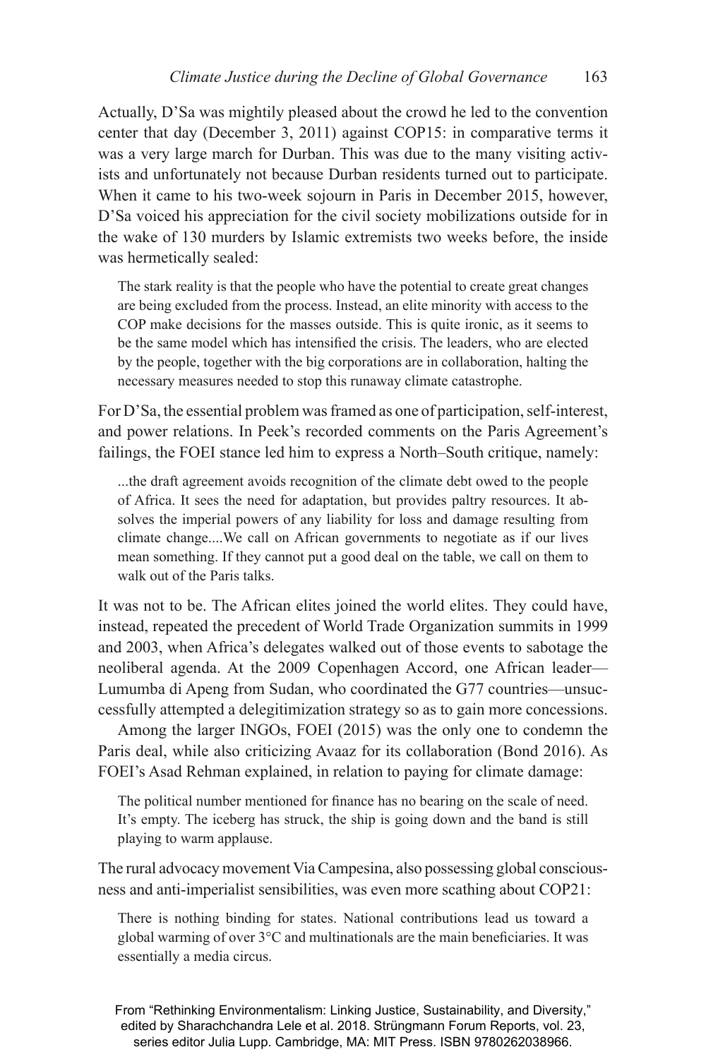Actually, D'Sa was mightily pleased about the crowd he led to the convention center that day (December 3, 2011) against COP15: in comparative terms it was a very large march for Durban. This was due to the many visiting activists and unfortunately not because Durban residents turned out to participate. When it came to his two-week sojourn in Paris in December 2015, however, D'Sa voiced his appreciation for the civil society mobilizations outside for in the wake of 130 murders by Islamic extremists two weeks before, the inside was hermetically sealed:

> The stark reality is that the people who have the potential to create great changes are being excluded from the process. Instead, an elite minority with access to the COP make decisions for the masses outside. This is quite ironic, as it seems to be the same model which has intensified the crisis. The leaders, who are elected by the people, together with the big corporations are in collaboration, halting the necessary measures needed to stop this runaway climate catastrophe.

For D'Sa, the essential problem was framed as one of participation, self-interest, and power relations. In Peek's recorded comments on the Paris Agreement's failings, the FOEI stance led him to express a North–South critique, namely:

> ...the draft agreement avoids recognition of the climate debt owed to the people of Africa. It sees the need for adaptation, but provides paltry resources. It absolves the imperial powers of any liability for loss and damage resulting from climate change....We call on African governments to negotiate as if our lives mean something. If they cannot put a good deal on the table, we call on them to walk out of the Paris talks.

It was not to be. The African elites joined the world elites. They could have, instead, repeated the precedent of World Trade Organization summits in 1999 and 2003, when Africa's delegates walked out of those events to sabotage the neoliberal agenda. At the 2009 Copenhagen Accord, one African leader—Lumumba di Apeng from Sudan, who coordinated the G77 countries—unsuccessfully attempted a delegitimization strategy so as to gain more concessions.

Among the larger INGOs, FOEI (2015) was the only one to condemn the Paris deal, while also criticizing Avaaz for its collaboration (Bond 2016). As FOEI's Asad Rehman explained, in relation to paying for climate damage:

> The political number mentioned for finance has no bearing on the scale of need. It's empty. The iceberg has struck, the ship is going down and the band is still playing to warm applause.

The rural advocacy movement Via Campesina, also possessing global consciousness and anti-imperialist sensibilities, was even more scathing about COP21:

> There is nothing binding for states. National contributions lead us toward a global warming of over 3°C and multinationals are the main beneficiaries. It was essentially a media circus.

From "Rethinking Environmentalism: Linking Justice, Sustainability, and Diversity," edited by Sharachchandra Lele et al. 2018. Strüngmann Forum Reports, vol. 23, series editor Julia Lupp. Cambridge, MA: MIT Press. ISBN 9780262038966.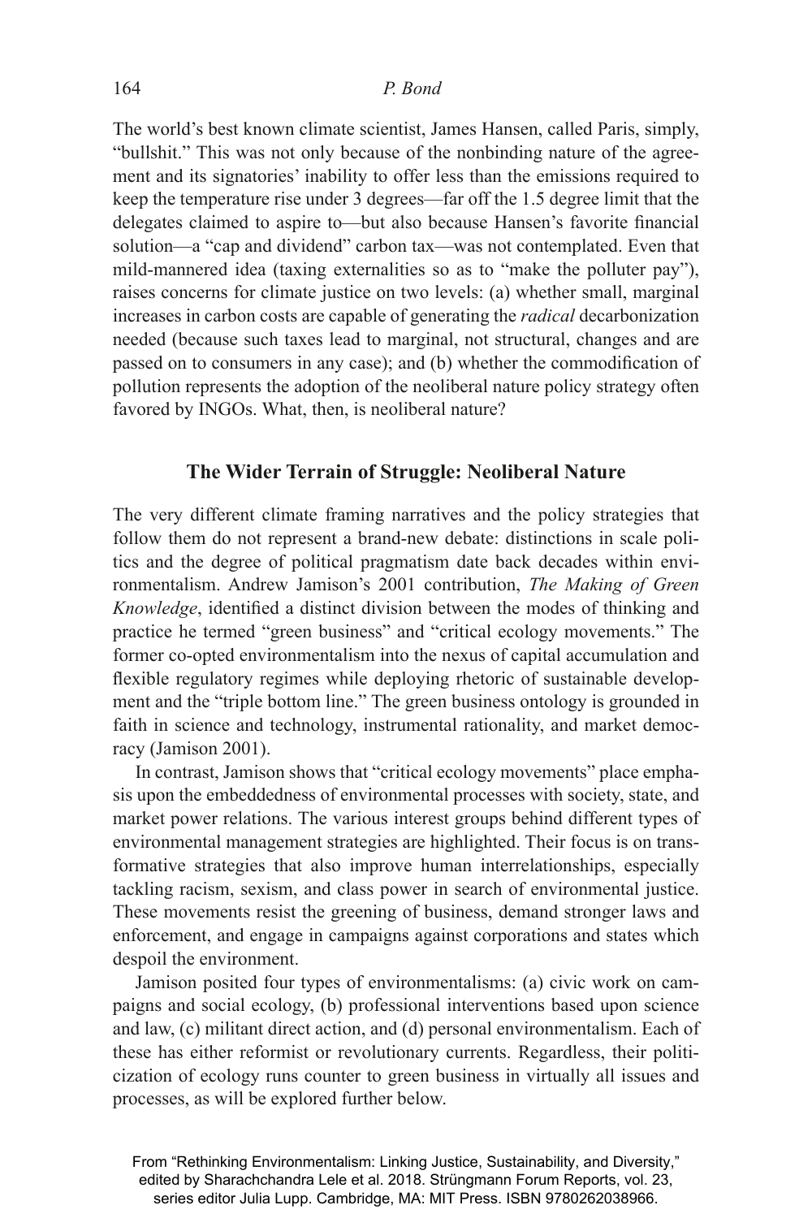The world's best known climate scientist, James Hansen, called Paris, simply, "bullshit." This was not only because of the nonbinding nature of the agreement and its signatories' inability to offer less than the emissions required to keep the temperature rise under 3 degrees—far off the 1.5 degree limit that the delegates claimed to aspire to—but also because Hansen's favorite financial solution—a "cap and dividend" carbon tax—was not contemplated. Even that mild-mannered idea (taxing externalities so as to "make the polluter pay"), raises concerns for climate justice on two levels: (a) whether small, marginal increases in carbon costs are capable of generating the *radical* decarbonization needed (because such taxes lead to marginal, not structural, changes and are passed on to consumers in any case); and (b) whether the commodification of pollution represents the adoption of the neoliberal nature policy strategy often favored by INGOs. What, then, is neoliberal nature?

## The Wider Terrain of Struggle: Neoliberal Nature

The very different climate framing narratives and the policy strategies that follow them do not represent a brand-new debate: distinctions in scale politics and the degree of political pragmatism date back decades within environmentalism. Andrew Jamison's 2001 contribution, *The Making of Green Knowledge*, identified a distinct division between the modes of thinking and practice he termed "green business" and "critical ecology movements." The former co-opted environmentalism into the nexus of capital accumulation and flexible regulatory regimes while deploying rhetoric of sustainable development and the "triple bottom line." The green business ontology is grounded in faith in science and technology, instrumental rationality, and market democracy (Jamison 2001).

In contrast, Jamison shows that "critical ecology movements" place emphasis upon the embeddedness of environmental processes with society, state, and market power relations. The various interest groups behind different types of environmental management strategies are highlighted. Their focus is on transformative strategies that also improve human interrelationships, especially tackling racism, sexism, and class power in search of environmental justice. These movements resist the greening of business, demand stronger laws and enforcement, and engage in campaigns against corporations and states which despoil the environment.

Jamison posited four types of environmentalisms: (a) civic work on campaigns and social ecology, (b) professional interventions based upon science and law, (c) militant direct action, and (d) personal environmentalism. Each of these has either reformist or revolutionary currents. Regardless, their politicization of ecology runs counter to green business in virtually all issues and processes, as will be explored further below.

From "Rethinking Environmentalism: Linking Justice, Sustainability, and Diversity," edited by Sharachchandra Lele et al. 2018. Strüngmann Forum Reports, vol. 23, series editor Julia Lupp. Cambridge, MA: MIT Press. ISBN 9780262038966.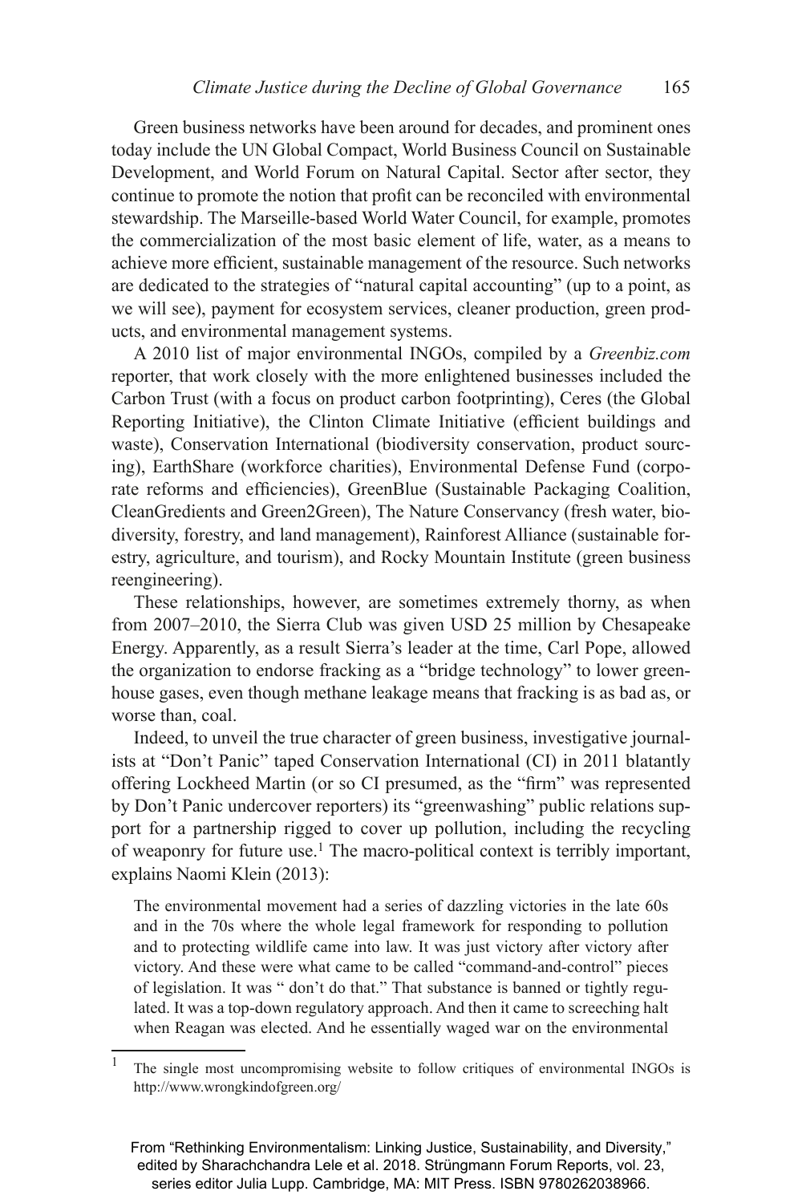Green business networks have been around for decades, and prominent ones today include the UN Global Compact, World Business Council on Sustainable Development, and World Forum on Natural Capital. Sector after sector, they continue to promote the notion that profit can be reconciled with environmental stewardship. The Marseille-based World Water Council, for example, promotes the commercialization of the most basic element of life, water, as a means to achieve more efficient, sustainable management of the resource. Such networks are dedicated to the strategies of "natural capital accounting" (up to a point, as we will see), payment for ecosystem services, cleaner production, green products, and environmental management systems.

A 2010 list of major environmental INGOs, compiled by a *Greenbiz.com* reporter, that work closely with the more enlightened businesses included the Carbon Trust (with a focus on product carbon footprinting), Ceres (the Global Reporting Initiative), the Clinton Climate Initiative (efficient buildings and waste), Conservation International (biodiversity conservation, product sourcing), EarthShare (workforce charities), Environmental Defense Fund (corporate reforms and efficiencies), GreenBlue (Sustainable Packaging Coalition, CleanGredients and Green2Green), The Nature Conservancy (fresh water, biodiversity, forestry, and land management), Rainforest Alliance (sustainable forestry, agriculture, and tourism), and Rocky Mountain Institute (green business reengineering).

These relationships, however, are sometimes extremely thorny, as when from 2007–2010, the Sierra Club was given USD 25 million by Chesapeake Energy. Apparently, as a result Sierra's leader at the time, Carl Pope, allowed the organization to endorse fracking as a "bridge technology" to lower greenhouse gases, even though methane leakage means that fracking is as bad as, or worse than, coal.

Indeed, to unveil the true character of green business, investigative journalists at "Don't Panic" taped Conservation International (CI) in 2011 blatantly offering Lockheed Martin (or so CI presumed, as the "firm" was represented by Don't Panic undercover reporters) its "greenwashing" public relations support for a partnership rigged to cover up pollution, including the recycling of weaponry for future use.[1] The macro-political context is terribly important, explains Naomi Klein (2013):

> The environmental movement had a series of dazzling victories in the late 60s and in the 70s where the whole legal framework for responding to pollution and to protecting wildlife came into law. It was just victory after victory after victory. And these were what came to be called "command-and-control" pieces of legislation. It was " don't do that." That substance is banned or tightly regulated. It was a top-down regulatory approach. And then it came to screeching halt when Reagan was elected. And he essentially waged war on the environmental

[1] The single most uncompromising website to follow critiques of environmental INGOs is http://www.wrongkindofgreen.org/

From "Rethinking Environmentalism: Linking Justice, Sustainability, and Diversity," edited by Sharachchandra Lele et al. 2018. Strüngmann Forum Reports, vol. 23, series editor Julia Lupp. Cambridge, MA: MIT Press. ISBN 9780262038966.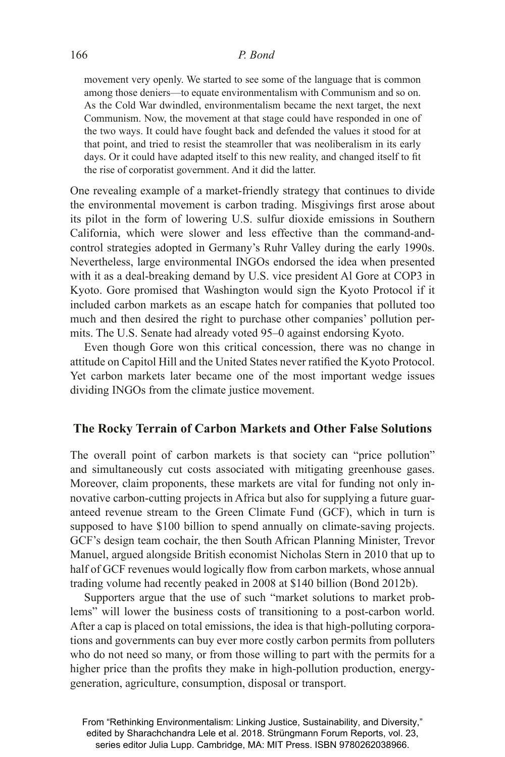> movement very openly. We started to see some of the language that is common among those deniers—to equate environmentalism with Communism and so on. As the Cold War dwindled, environmentalism became the next target, the next Communism. Now, the movement at that stage could have responded in one of the two ways. It could have fought back and defended the values it stood for at that point, and tried to resist the steamroller that was neoliberalism in its early days. Or it could have adapted itself to this new reality, and changed itself to fit the rise of corporatist government. And it did the latter.

One revealing example of a market-friendly strategy that continues to divide the environmental movement is carbon trading. Misgivings first arose about its pilot in the form of lowering U.S. sulfur dioxide emissions in Southern California, which were slower and less effective than the command-and-control strategies adopted in Germany's Ruhr Valley during the early 1990s. Nevertheless, large environmental INGOs endorsed the idea when presented with it as a deal-breaking demand by U.S. vice president Al Gore at COP3 in Kyoto. Gore promised that Washington would sign the Kyoto Protocol if it included carbon markets as an escape hatch for companies that polluted too much and then desired the right to purchase other companies' pollution permits. The U.S. Senate had already voted 95–0 against endorsing Kyoto.

Even though Gore won this critical concession, there was no change in attitude on Capitol Hill and the United States never ratified the Kyoto Protocol. Yet carbon markets later became one of the most important wedge issues dividing INGOs from the climate justice movement.

## The Rocky Terrain of Carbon Markets and Other False Solutions

The overall point of carbon markets is that society can "price pollution" and simultaneously cut costs associated with mitigating greenhouse gases. Moreover, claim proponents, these markets are vital for funding not only innovative carbon-cutting projects in Africa but also for supplying a future guaranteed revenue stream to the Green Climate Fund (GCF), which in turn is supposed to have \$100 billion to spend annually on climate-saving projects. GCF's design team cochair, the then South African Planning Minister, Trevor Manuel, argued alongside British economist Nicholas Stern in 2010 that up to half of GCF revenues would logically flow from carbon markets, whose annual trading volume had recently peaked in 2008 at \$140 billion (Bond 2012b).

Supporters argue that the use of such "market solutions to market problems" will lower the business costs of transitioning to a post-carbon world. After a cap is placed on total emissions, the idea is that high-polluting corporations and governments can buy ever more costly carbon permits from polluters who do not need so many, or from those willing to part with the permits for a higher price than the profits they make in high-pollution production, energy-generation, agriculture, consumption, disposal or transport.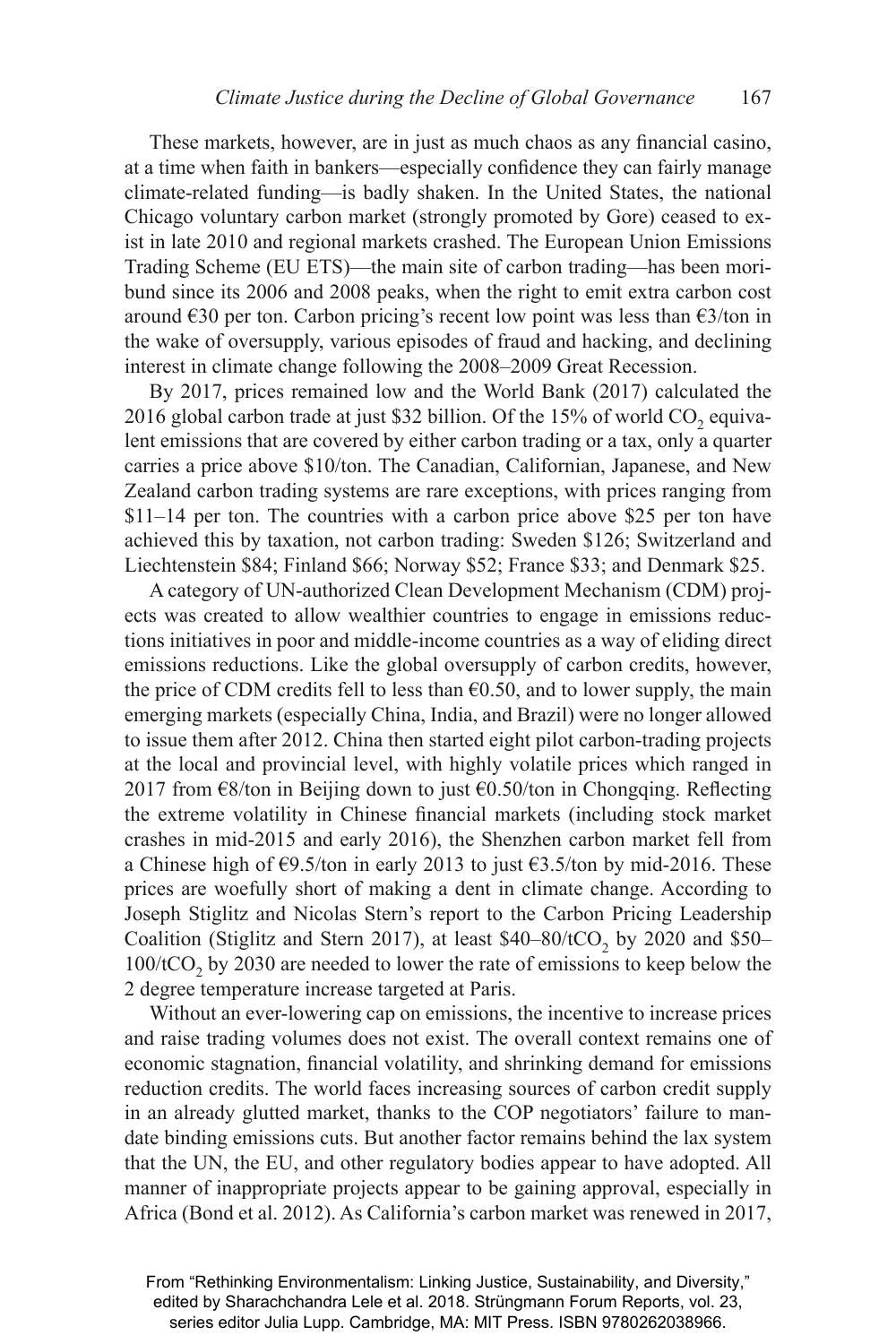These markets, however, are in just as much chaos as any financial casino, at a time when faith in bankers—especially confidence they can fairly manage climate-related funding—is badly shaken. In the United States, the national Chicago voluntary carbon market (strongly promoted by Gore) ceased to exist in late 2010 and regional markets crashed. The European Union Emissions Trading Scheme (EU ETS)—the main site of carbon trading—has been moribund since its 2006 and 2008 peaks, when the right to emit extra carbon cost around €30 per ton. Carbon pricing's recent low point was less than €3/ton in the wake of oversupply, various episodes of fraud and hacking, and declining interest in climate change following the 2008–2009 Great Recession.

By 2017, prices remained low and the World Bank (2017) calculated the 2016 global carbon trade at just \$32 billion. Of the 15% of world $CO_2$ equivalent emissions that are covered by either carbon trading or a tax, only a quarter carries a price above \$10/ton. The Canadian, Californian, Japanese, and New Zealand carbon trading systems are rare exceptions, with prices ranging from \$11–14 per ton. The countries with a carbon price above \$25 per ton have achieved this by taxation, not carbon trading: Sweden \$126; Switzerland and Liechtenstein \$84; Finland \$66; Norway \$52; France \$33; and Denmark \$25.

A category of UN-authorized Clean Development Mechanism (CDM) projects was created to allow wealthier countries to engage in emissions reductions initiatives in poor and middle-income countries as a way of eliding direct emissions reductions. Like the global oversupply of carbon credits, however, the price of CDM credits fell to less than €0.50, and to lower supply, the main emerging markets (especially China, India, and Brazil) were no longer allowed to issue them after 2012. China then started eight pilot carbon-trading projects at the local and provincial level, with highly volatile prices which ranged in 2017 from €8/ton in Beijing down to just €0.50/ton in Chongqing. Reflecting the extreme volatility in Chinese financial markets (including stock market crashes in mid-2015 and early 2016), the Shenzhen carbon market fell from a Chinese high of €9.5/ton in early 2013 to just €3.5/ton by mid-2016. These prices are woefully short of making a dent in climate change. According to Joseph Stiglitz and Nicolas Stern's report to the Carbon Pricing Leadership Coalition (Stiglitz and Stern 2017), at least \$40–80/$tCO_2$ by 2020 and \$50–100/$tCO_2$ by 2030 are needed to lower the rate of emissions to keep below the 2 degree temperature increase targeted at Paris.

Without an ever-lowering cap on emissions, the incentive to increase prices and raise trading volumes does not exist. The overall context remains one of economic stagnation, financial volatility, and shrinking demand for emissions reduction credits. The world faces increasing sources of carbon credit supply in an already glutted market, thanks to the COP negotiators' failure to mandate binding emissions cuts. But another factor remains behind the lax system that the UN, the EU, and other regulatory bodies appear to have adopted. All manner of inappropriate projects appear to be gaining approval, especially in Africa (Bond et al. 2012). As California's carbon market was renewed in 2017,

From "Rethinking Environmentalism: Linking Justice, Sustainability, and Diversity," edited by Sharachchandra Lele et al. 2018. Strüngmann Forum Reports, vol. 23, series editor Julia Lupp. Cambridge, MA: MIT Press. ISBN 9780262038966.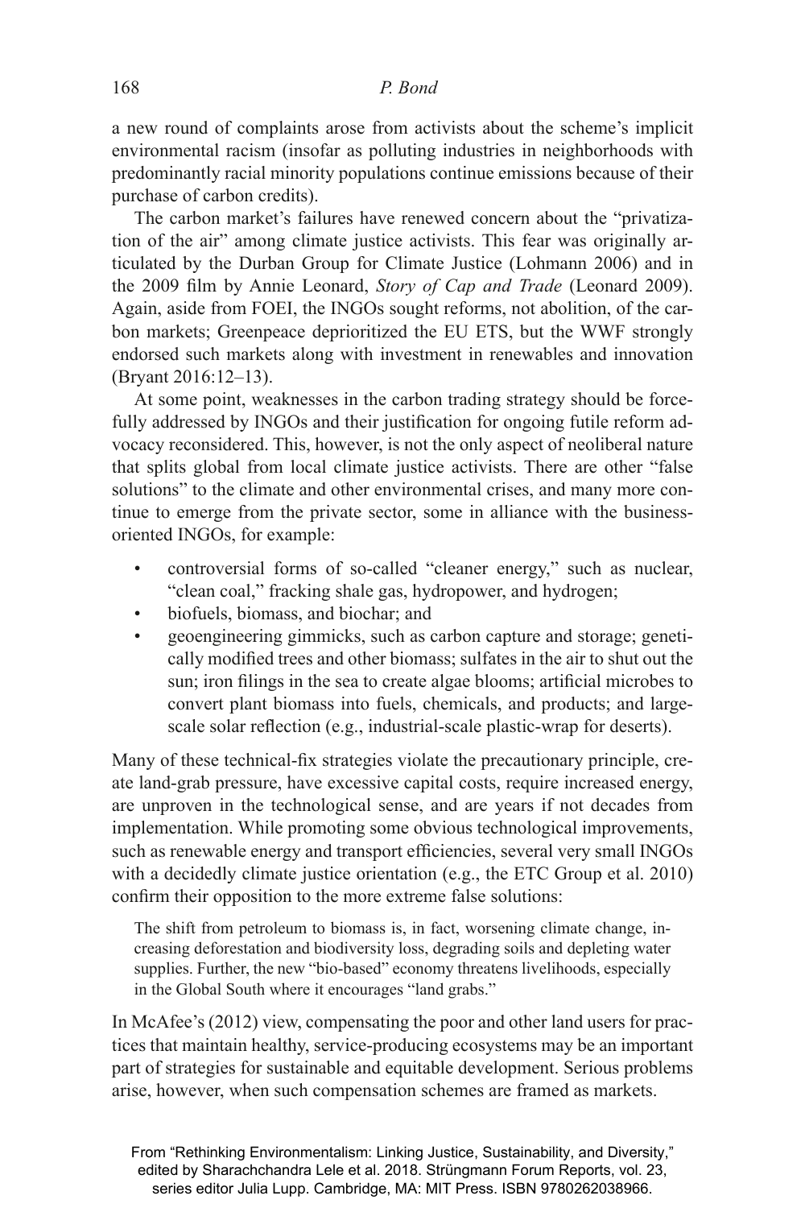a new round of complaints arose from activists about the scheme's implicit environmental racism (insofar as polluting industries in neighborhoods with predominantly racial minority populations continue emissions because of their purchase of carbon credits).

The carbon market's failures have renewed concern about the "privatization of the air" among climate justice activists. This fear was originally articulated by the Durban Group for Climate Justice (Lohmann 2006) and in the 2009 film by Annie Leonard, *Story of Cap and Trade* (Leonard 2009). Again, aside from FOEI, the INGOs sought reforms, not abolition, of the carbon markets; Greenpeace deprioritized the EU ETS, but the WWF strongly endorsed such markets along with investment in renewables and innovation (Bryant 2016:12–13).

At some point, weaknesses in the carbon trading strategy should be forcefully addressed by INGOs and their justification for ongoing futile reform advocacy reconsidered. This, however, is not the only aspect of neoliberal nature that splits global from local climate justice activists. There are other "false solutions" to the climate and other environmental crises, and many more continue to emerge from the private sector, some in alliance with the business-oriented INGOs, for example:

- controversial forms of so-called "cleaner energy," such as nuclear, "clean coal," fracking shale gas, hydropower, and hydrogen;
- biofuels, biomass, and biochar; and
- geoengineering gimmicks, such as carbon capture and storage; genetically modified trees and other biomass; sulfates in the air to shut out the sun; iron filings in the sea to create algae blooms; artificial microbes to convert plant biomass into fuels, chemicals, and products; and large-scale solar reflection (e.g., industrial-scale plastic-wrap for deserts).

Many of these technical-fix strategies violate the precautionary principle, create land-grab pressure, have excessive capital costs, require increased energy, are unproven in the technological sense, and are years if not decades from implementation. While promoting some obvious technological improvements, such as renewable energy and transport efficiencies, several very small INGOs with a decidedly climate justice orientation (e.g., the ETC Group et al. 2010) confirm their opposition to the more extreme false solutions:

> The shift from petroleum to biomass is, in fact, worsening climate change, increasing deforestation and biodiversity loss, degrading soils and depleting water supplies. Further, the new "bio-based" economy threatens livelihoods, especially in the Global South where it encourages "land grabs."

In McAfee's (2012) view, compensating the poor and other land users for practices that maintain healthy, service-producing ecosystems may be an important part of strategies for sustainable and equitable development. Serious problems arise, however, when such compensation schemes are framed as markets.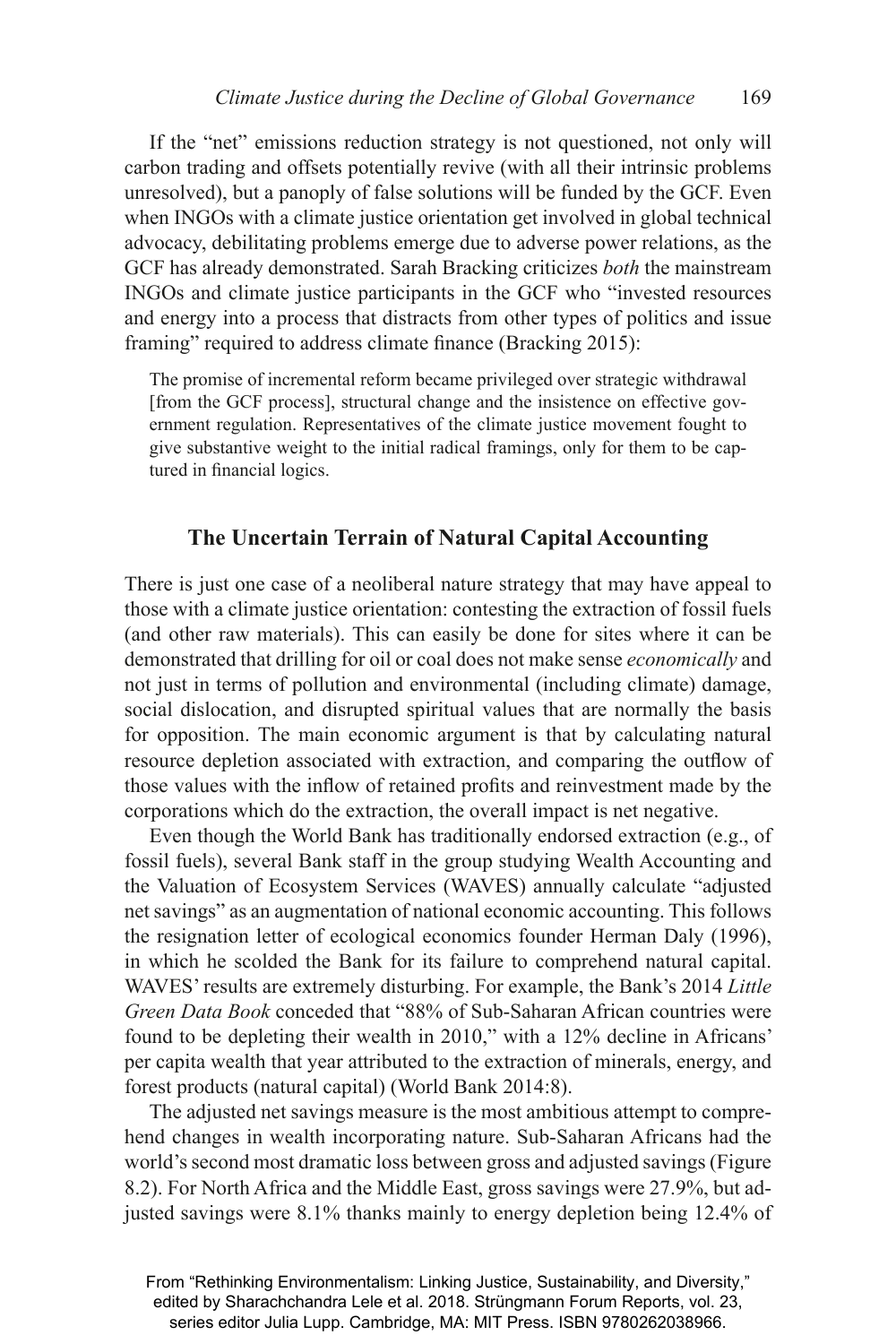If the "net" emissions reduction strategy is not questioned, not only will carbon trading and offsets potentially revive (with all their intrinsic problems unresolved), but a panoply of false solutions will be funded by the GCF. Even when INGOs with a climate justice orientation get involved in global technical advocacy, debilitating problems emerge due to adverse power relations, as the GCF has already demonstrated. Sarah Bracking criticizes *both* the mainstream INGOs and climate justice participants in the GCF who "invested resources and energy into a process that distracts from other types of politics and issue framing" required to address climate finance (Bracking 2015):

> The promise of incremental reform became privileged over strategic withdrawal [from the GCF process], structural change and the insistence on effective government regulation. Representatives of the climate justice movement fought to give substantive weight to the initial radical framings, only for them to be captured in financial logics.

## The Uncertain Terrain of Natural Capital Accounting

There is just one case of a neoliberal nature strategy that may have appeal to those with a climate justice orientation: contesting the extraction of fossil fuels (and other raw materials). This can easily be done for sites where it can be demonstrated that drilling for oil or coal does not make sense *economically* and not just in terms of pollution and environmental (including climate) damage, social dislocation, and disrupted spiritual values that are normally the basis for opposition. The main economic argument is that by calculating natural resource depletion associated with extraction, and comparing the outflow of those values with the inflow of retained profits and reinvestment made by the corporations which do the extraction, the overall impact is net negative.

Even though the World Bank has traditionally endorsed extraction (e.g., of fossil fuels), several Bank staff in the group studying Wealth Accounting and the Valuation of Ecosystem Services (WAVES) annually calculate "adjusted net savings" as an augmentation of national economic accounting. This follows the resignation letter of ecological economics founder Herman Daly (1996), in which he scolded the Bank for its failure to comprehend natural capital. WAVES' results are extremely disturbing. For example, the Bank's 2014 *Little Green Data Book* conceded that "88% of Sub-Saharan African countries were found to be depleting their wealth in 2010," with a 12% decline in Africans' per capita wealth that year attributed to the extraction of minerals, energy, and forest products (natural capital) (World Bank 2014:8).

The adjusted net savings measure is the most ambitious attempt to comprehend changes in wealth incorporating nature. Sub-Saharan Africans had the world's second most dramatic loss between gross and adjusted savings (Figure 8.2). For North Africa and the Middle East, gross savings were 27.9%, but adjusted savings were 8.1% thanks mainly to energy depletion being 12.4% of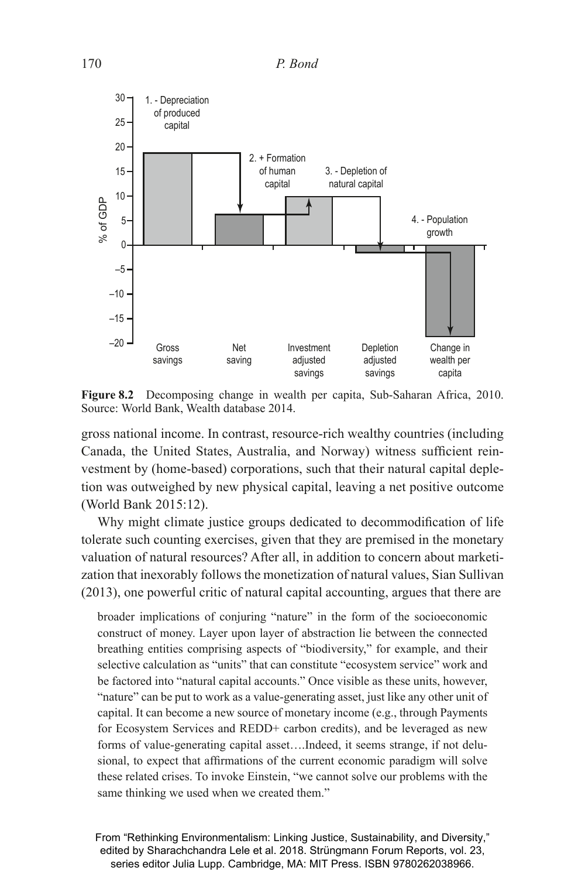Figure 8.2 Decomposing change in wealth per capita, Sub-Saharan Africa, 2010. Source: World Bank, Wealth database 2014.

gross national income. In contrast, resource-rich wealthy countries (including Canada, the United States, Australia, and Norway) witness sufficient reinvestment by (home-based) corporations, such that their natural capital depletion was outweighed by new physical capital, leaving a net positive outcome (World Bank 2015:12).

Why might climate justice groups dedicated to decommodification of life tolerate such counting exercises, given that they are premised in the monetary valuation of natural resources? After all, in addition to concern about marketization that inexorably follows the monetization of natural values, Sian Sullivan (2013), one powerful critic of natural capital accounting, argues that there are

> broader implications of conjuring "nature" in the form of the socioeconomic construct of money. Layer upon layer of abstraction lie between the connected breathing entities comprising aspects of "biodiversity," for example, and their selective calculation as "units" that can constitute "ecosystem service" work and be factored into "natural capital accounts." Once visible as these units, however, "nature" can be put to work as a value-generating asset, just like any other unit of capital. It can become a new source of monetary income (e.g., through Payments for Ecosystem Services and REDD+ carbon credits), and be leveraged as new forms of value-generating capital asset….Indeed, it seems strange, if not delusional, to expect that affirmations of the current economic paradigm will solve these related crises. To invoke Einstein, "we cannot solve our problems with the same thinking we used when we created them."

From "Rethinking Environmentalism: Linking Justice, Sustainability, and Diversity," edited by Sharachchandra Lele et al. 2018. Strüngmann Forum Reports, vol. 23, series editor Julia Lupp. Cambridge, MA: MIT Press. ISBN 9780262038966.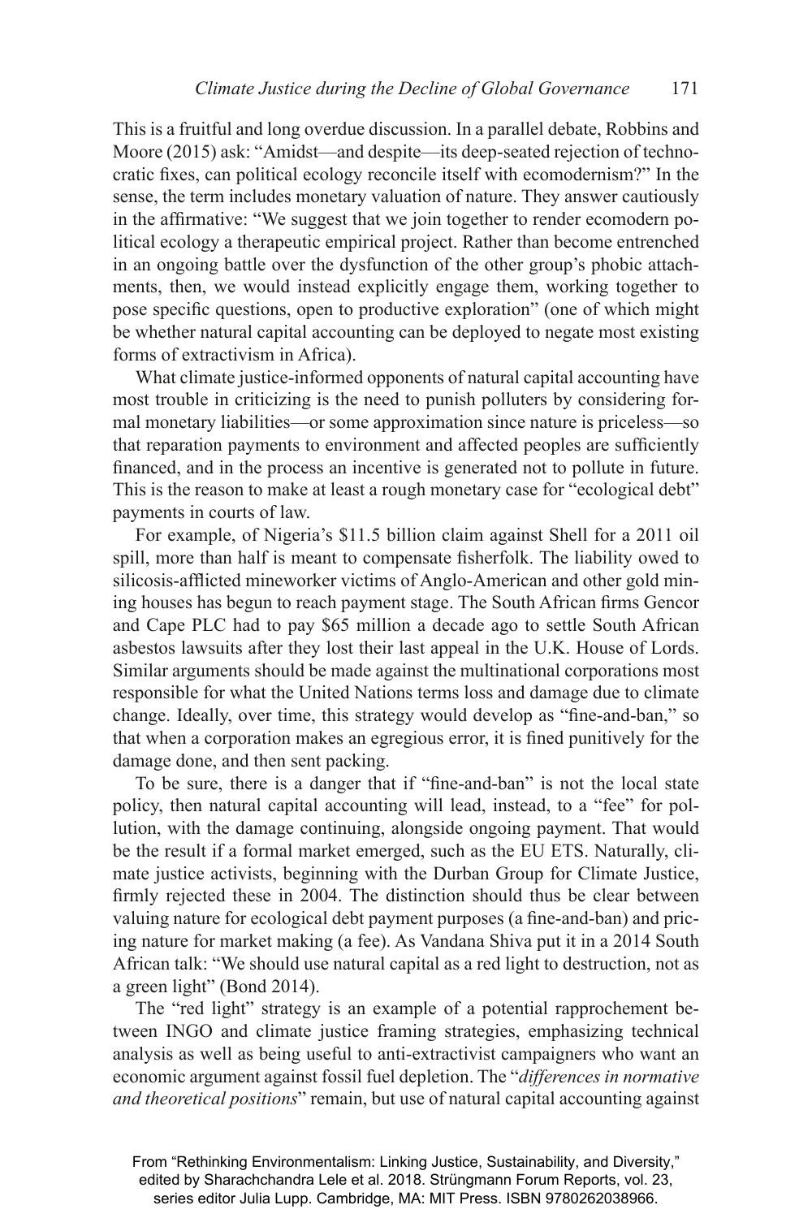This is a fruitful and long overdue discussion. In a parallel debate, Robbins and Moore (2015) ask: "Amidst—and despite—its deep-seated rejection of technocratic fixes, can political ecology reconcile itself with ecomodernism?" In the sense, the term includes monetary valuation of nature. They answer cautiously in the affirmative: "We suggest that we join together to render ecomodern political ecology a therapeutic empirical project. Rather than become entrenched in an ongoing battle over the dysfunction of the other group's phobic attachments, then, we would instead explicitly engage them, working together to pose specific questions, open to productive exploration" (one of which might be whether natural capital accounting can be deployed to negate most existing forms of extractivism in Africa).

What climate justice-informed opponents of natural capital accounting have most trouble in criticizing is the need to punish polluters by considering formal monetary liabilities—or some approximation since nature is priceless—so that reparation payments to environment and affected peoples are sufficiently financed, and in the process an incentive is generated not to pollute in future. This is the reason to make at least a rough monetary case for "ecological debt" payments in courts of law.

For example, of Nigeria's $11.5 billion claim against Shell for a 2011 oil spill, more than half is meant to compensate fisherfolk. The liability owed to silicosis-afflicted mineworker victims of Anglo-American and other gold mining houses has begun to reach payment stage. The South African firms Gencor and Cape PLC had to pay $65 million a decade ago to settle South African asbestos lawsuits after they lost their last appeal in the U.K. House of Lords. Similar arguments should be made against the multinational corporations most responsible for what the United Nations terms loss and damage due to climate change. Ideally, over time, this strategy would develop as "fine-and-ban," so that when a corporation makes an egregious error, it is fined punitively for the damage done, and then sent packing.

To be sure, there is a danger that if "fine-and-ban" is not the local state policy, then natural capital accounting will lead, instead, to a "fee" for pollution, with the damage continuing, alongside ongoing payment. That would be the result if a formal market emerged, such as the EU ETS. Naturally, climate justice activists, beginning with the Durban Group for Climate Justice, firmly rejected these in 2004. The distinction should thus be clear between valuing nature for ecological debt payment purposes (a fine-and-ban) and pricing nature for market making (a fee). As Vandana Shiva put it in a 2014 South African talk: "We should use natural capital as a red light to destruction, not as a green light" (Bond 2014).

The "red light" strategy is an example of a potential rapprochement between INGO and climate justice framing strategies, emphasizing technical analysis as well as being useful to anti-extractivist campaigners who want an economic argument against fossil fuel depletion. The "*differences in normative and theoretical positions*" remain, but use of natural capital accounting against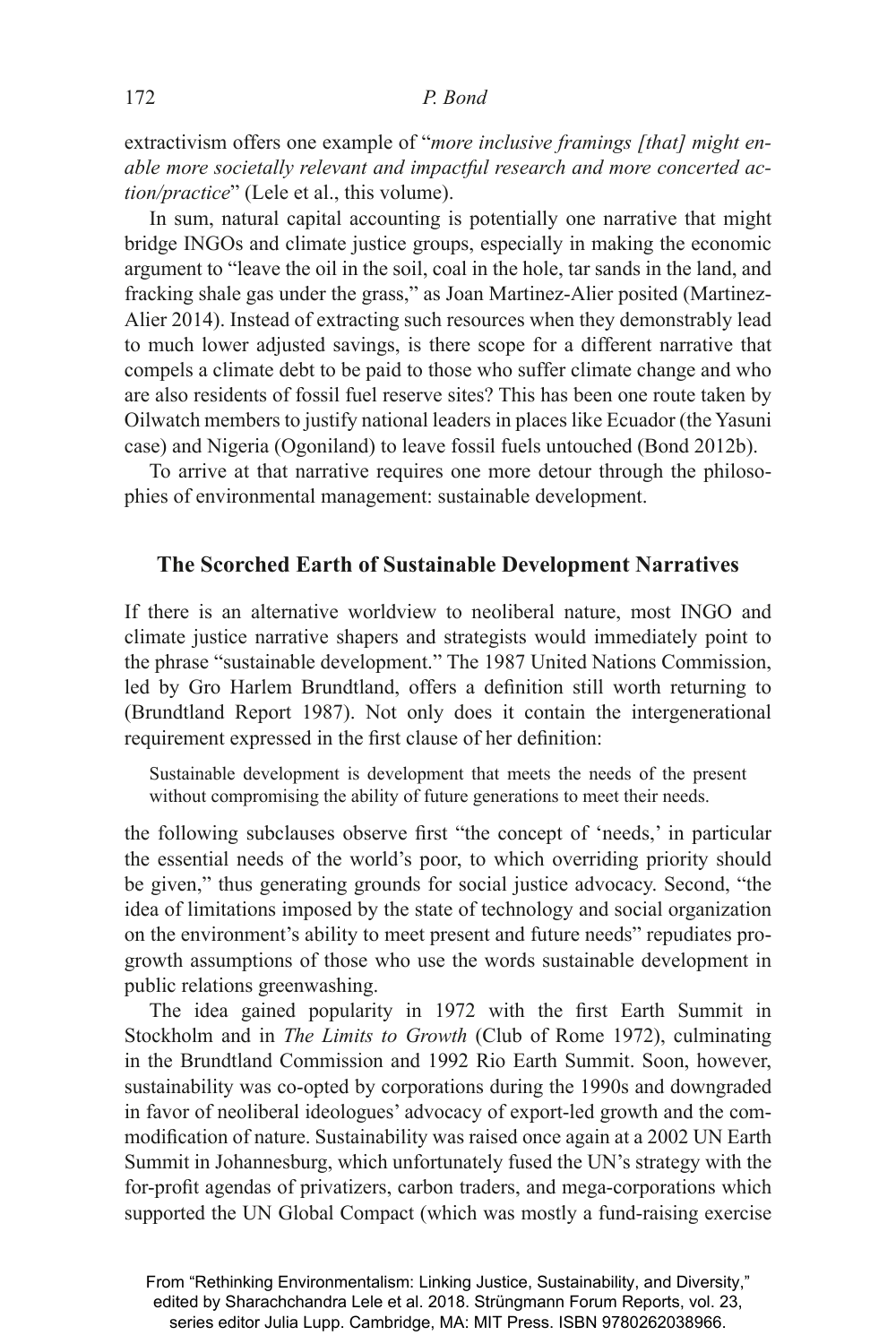extractivism offers one example of "*more inclusive framings [that] might enable more societally relevant and impactful research and more concerted action/practice*" (Lele et al., this volume).

In sum, natural capital accounting is potentially one narrative that might bridge INGOs and climate justice groups, especially in making the economic argument to "leave the oil in the soil, coal in the hole, tar sands in the land, and fracking shale gas under the grass," as Joan Martinez-Alier posited (Martinez-Alier 2014). Instead of extracting such resources when they demonstrably lead to much lower adjusted savings, is there scope for a different narrative that compels a climate debt to be paid to those who suffer climate change and who are also residents of fossil fuel reserve sites? This has been one route taken by Oilwatch members to justify national leaders in places like Ecuador (the Yasuni case) and Nigeria (Ogoniland) to leave fossil fuels untouched (Bond 2012b).

To arrive at that narrative requires one more detour through the philosophies of environmental management: sustainable development.

## The Scorched Earth of Sustainable Development Narratives

If there is an alternative worldview to neoliberal nature, most INGO and climate justice narrative shapers and strategists would immediately point to the phrase "sustainable development." The 1987 United Nations Commission, led by Gro Harlem Brundtland, offers a definition still worth returning to (Brundtland Report 1987). Not only does it contain the intergenerational requirement expressed in the first clause of her definition:

> Sustainable development is development that meets the needs of the present without compromising the ability of future generations to meet their needs.

the following subclauses observe first "the concept of 'needs,' in particular the essential needs of the world's poor, to which overriding priority should be given," thus generating grounds for social justice advocacy. Second, "the idea of limitations imposed by the state of technology and social organization on the environment's ability to meet present and future needs" repudiates pro-growth assumptions of those who use the words sustainable development in public relations greenwashing.

The idea gained popularity in 1972 with the first Earth Summit in Stockholm and in *The Limits to Growth* (Club of Rome 1972), culminating in the Brundtland Commission and 1992 Rio Earth Summit. Soon, however, sustainability was co-opted by corporations during the 1990s and downgraded in favor of neoliberal ideologues' advocacy of export-led growth and the commodification of nature. Sustainability was raised once again at a 2002 UN Earth Summit in Johannesburg, which unfortunately fused the UN's strategy with the for-profit agendas of privatizers, carbon traders, and mega-corporations which supported the UN Global Compact (which was mostly a fund-raising exercise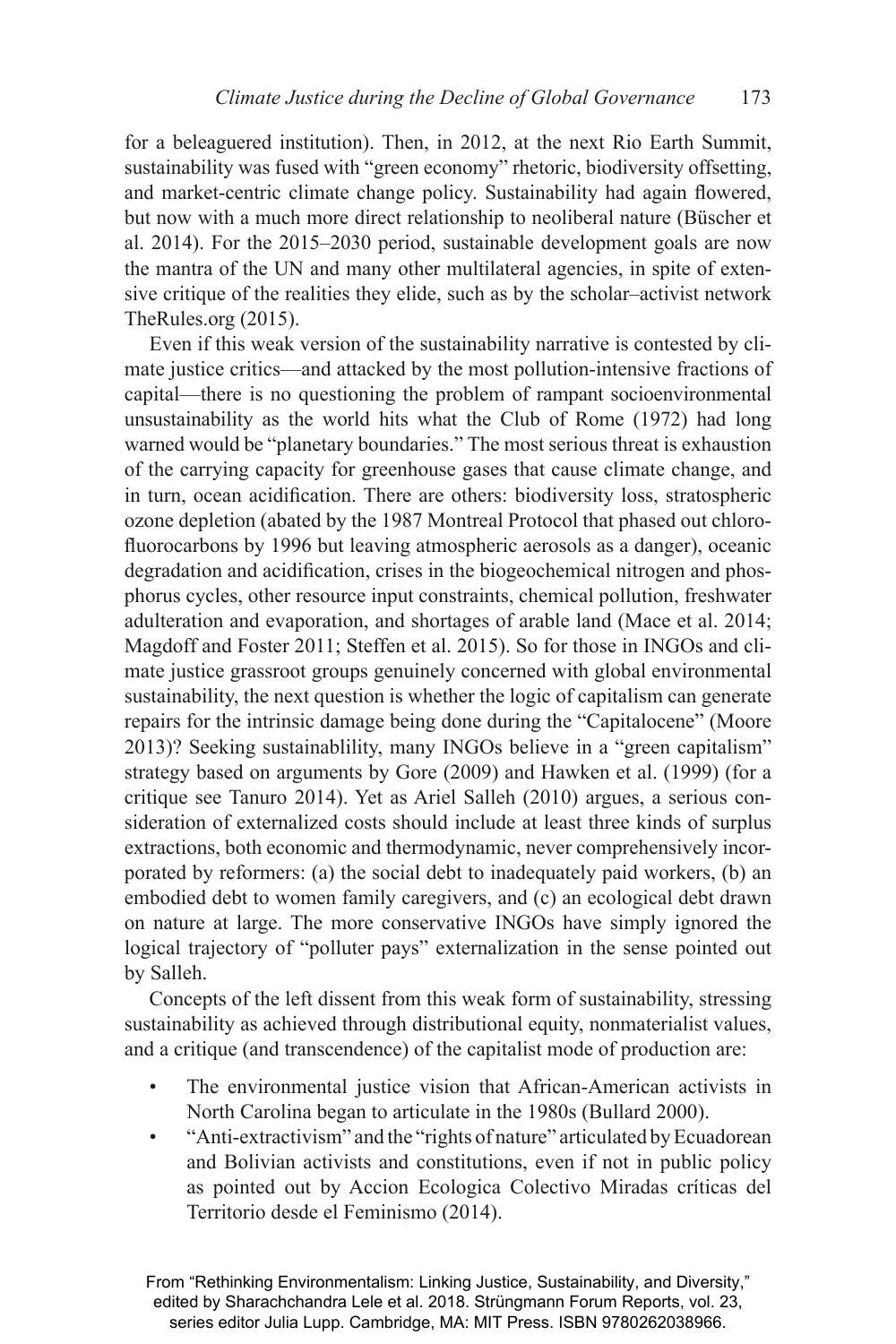for a beleaguered institution). Then, in 2012, at the next Rio Earth Summit, sustainability was fused with "green economy" rhetoric, biodiversity offsetting, and market-centric climate change policy. Sustainability had again flowered, but now with a much more direct relationship to neoliberal nature (Büscher et al. 2014). For the 2015–2030 period, sustainable development goals are now the mantra of the UN and many other multilateral agencies, in spite of extensive critique of the realities they elide, such as by the scholar–activist network TheRules.org (2015).

Even if this weak version of the sustainability narrative is contested by climate justice critics—and attacked by the most pollution-intensive fractions of capital—there is no questioning the problem of rampant socioenvironmental unsustainability as the world hits what the Club of Rome (1972) had long warned would be "planetary boundaries." The most serious threat is exhaustion of the carrying capacity for greenhouse gases that cause climate change, and in turn, ocean acidification. There are others: biodiversity loss, stratospheric ozone depletion (abated by the 1987 Montreal Protocol that phased out chlorofluorocarbons by 1996 but leaving atmospheric aerosols as a danger), oceanic degradation and acidification, crises in the biogeochemical nitrogen and phosphorus cycles, other resource input constraints, chemical pollution, freshwater adulteration and evaporation, and shortages of arable land (Mace et al. 2014; Magdoff and Foster 2011; Steffen et al. 2015). So for those in INGOs and climate justice grassroot groups genuinely concerned with global environmental sustainability, the next question is whether the logic of capitalism can generate repairs for the intrinsic damage being done during the "Capitalocene" (Moore 2013)? Seeking sustainablility, many INGOs believe in a "green capitalism" strategy based on arguments by Gore (2009) and Hawken et al. (1999) (for a critique see Tanuro 2014). Yet as Ariel Salleh (2010) argues, a serious consideration of externalized costs should include at least three kinds of surplus extractions, both economic and thermodynamic, never comprehensively incorporated by reformers: (a) the social debt to inadequately paid workers, (b) an embodied debt to women family caregivers, and (c) an ecological debt drawn on nature at large. The more conservative INGOs have simply ignored the logical trajectory of "polluter pays" externalization in the sense pointed out by Salleh.

Concepts of the left dissent from this weak form of sustainability, stressing sustainability as achieved through distributional equity, nonmaterialist values, and a critique (and transcendence) of the capitalist mode of production are:

- The environmental justice vision that African-American activists in North Carolina began to articulate in the 1980s (Bullard 2000).
- "Anti-extractivism" and the "rights of nature" articulated by Ecuadorean and Bolivian activists and constitutions, even if not in public policy as pointed out by Accion Ecologica Colectivo Miradas críticas del Territorio desde el Feminismo (2014).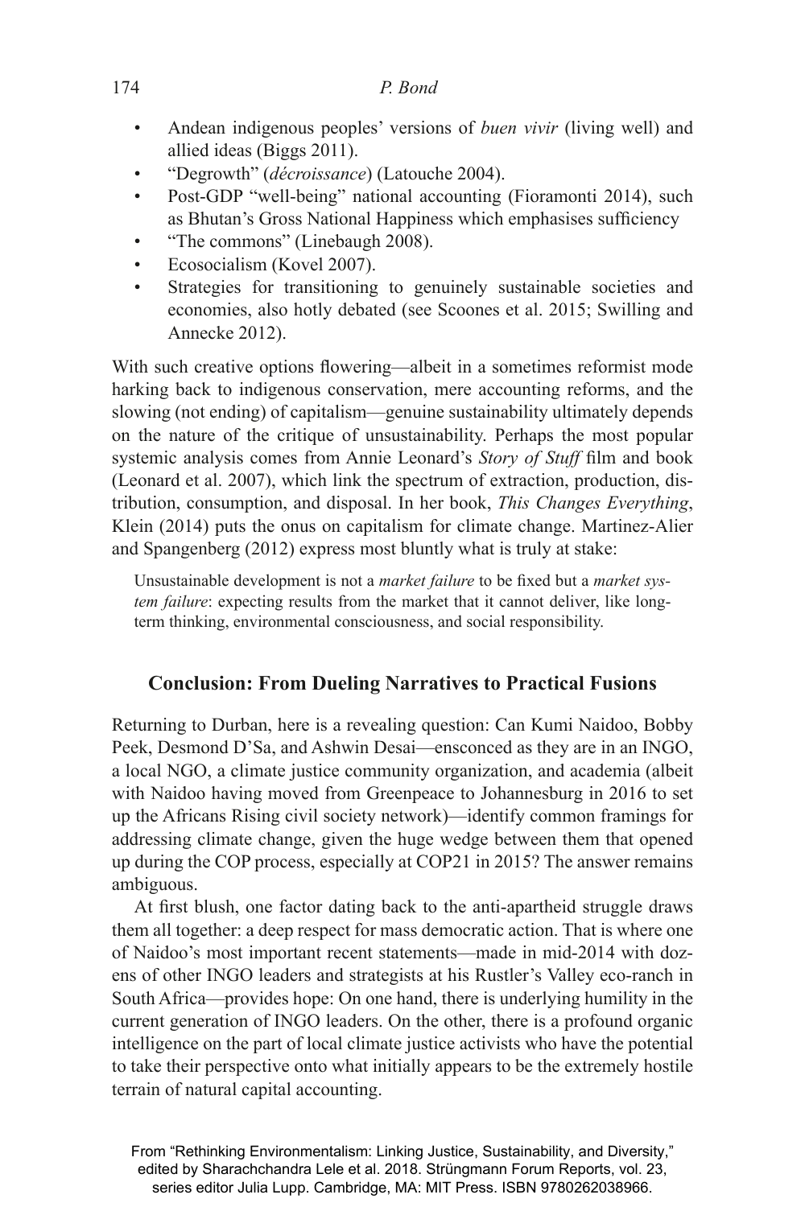- Andean indigenous peoples' versions of *buen vivir* (living well) and allied ideas (Biggs 2011).
- "Degrowth" (*décroissance*) (Latouche 2004).
- Post-GDP "well-being" national accounting (Fioramonti 2014), such as Bhutan's Gross National Happiness which emphasises sufficiency
- "The commons" (Linebaugh 2008).
- Ecosocialism (Kovel 2007).
- Strategies for transitioning to genuinely sustainable societies and economies, also hotly debated (see Scoones et al. 2015; Swilling and Annecke 2012).

With such creative options flowering—albeit in a sometimes reformist mode harking back to indigenous conservation, mere accounting reforms, and the slowing (not ending) of capitalism—genuine sustainability ultimately depends on the nature of the critique of unsustainability. Perhaps the most popular systemic analysis comes from Annie Leonard's *Story of Stuff* film and book (Leonard et al. 2007), which link the spectrum of extraction, production, distribution, consumption, and disposal. In her book, *This Changes Everything*, Klein (2014) puts the onus on capitalism for climate change. Martinez-Alier and Spangenberg (2012) express most bluntly what is truly at stake:

> Unsustainable development is not a *market failure* to be fixed but a *market system failure*: expecting results from the market that it cannot deliver, like long-term thinking, environmental consciousness, and social responsibility.

## Conclusion: From Dueling Narratives to Practical Fusions

Returning to Durban, here is a revealing question: Can Kumi Naidoo, Bobby Peek, Desmond D'Sa, and Ashwin Desai—ensconced as they are in an INGO, a local NGO, a climate justice community organization, and academia (albeit with Naidoo having moved from Greenpeace to Johannesburg in 2016 to set up the Africans Rising civil society network)—identify common framings for addressing climate change, given the huge wedge between them that opened up during the COP process, especially at COP21 in 2015? The answer remains ambiguous.

At first blush, one factor dating back to the anti-apartheid struggle draws them all together: a deep respect for mass democratic action. That is where one of Naidoo's most important recent statements—made in mid-2014 with dozens of other INGO leaders and strategists at his Rustler's Valley eco-ranch in South Africa—provides hope: On one hand, there is underlying humility in the current generation of INGO leaders. On the other, there is a profound organic intelligence on the part of local climate justice activists who have the potential to take their perspective onto what initially appears to be the extremely hostile terrain of natural capital accounting.

From "Rethinking Environmentalism: Linking Justice, Sustainability, and Diversity," edited by Sharachchandra Lele et al. 2018. Strüngmann Forum Reports, vol. 23, series editor Julia Lupp. Cambridge, MA: MIT Press. ISBN 9780262038966.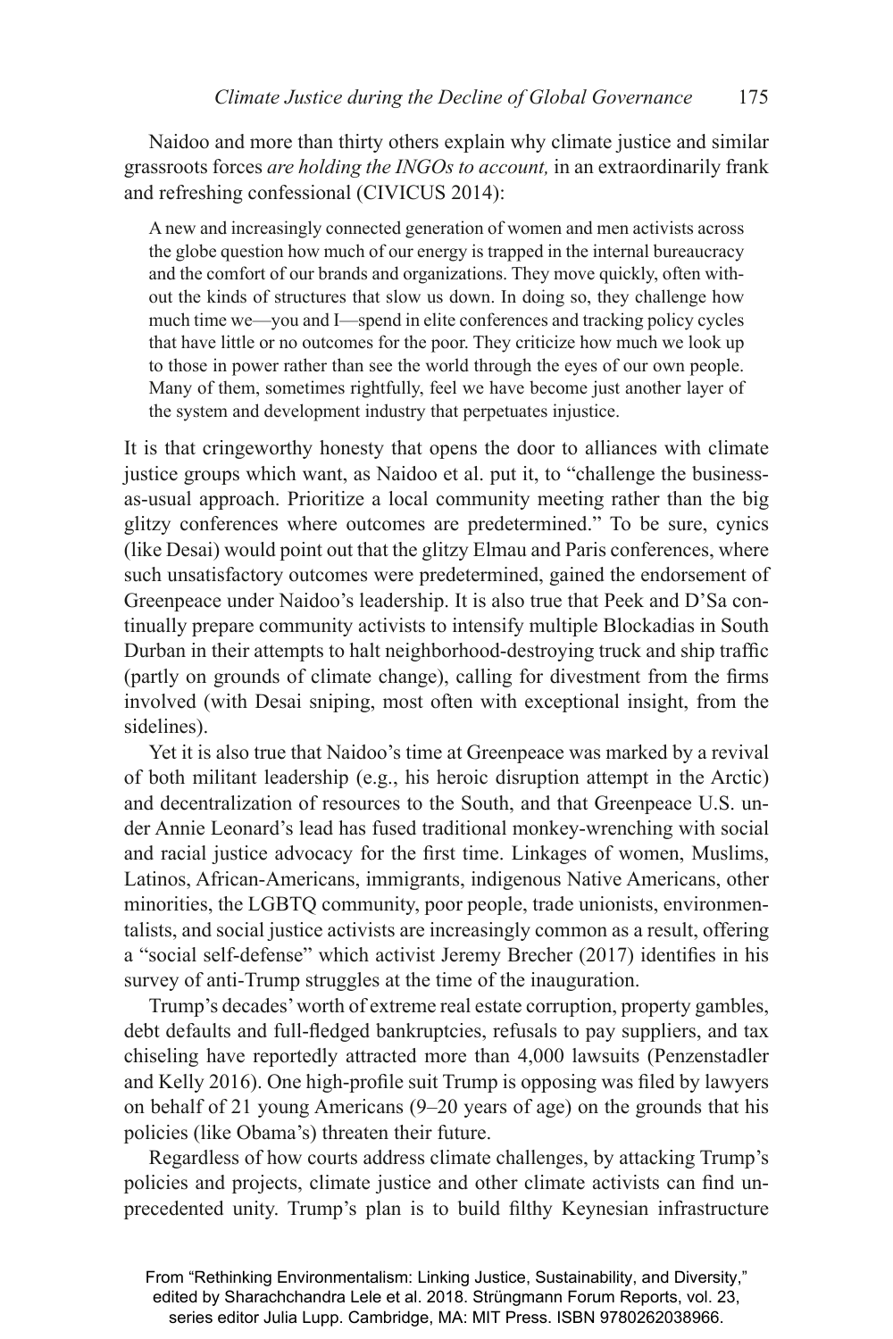Naidoo and more than thirty others explain why climate justice and similar grassroots forces *are holding the INGOs to account,* in an extraordinarily frank and refreshing confessional (CIVICUS 2014):

> A new and increasingly connected generation of women and men activists across the globe question how much of our energy is trapped in the internal bureaucracy and the comfort of our brands and organizations. They move quickly, often without the kinds of structures that slow us down. In doing so, they challenge how much time we—you and I—spend in elite conferences and tracking policy cycles that have little or no outcomes for the poor. They criticize how much we look up to those in power rather than see the world through the eyes of our own people. Many of them, sometimes rightfully, feel we have become just another layer of the system and development industry that perpetuates injustice.

It is that cringeworthy honesty that opens the door to alliances with climate justice groups which want, as Naidoo et al. put it, to "challenge the business-as-usual approach. Prioritize a local community meeting rather than the big glitzy conferences where outcomes are predetermined." To be sure, cynics (like Desai) would point out that the glitzy Elmau and Paris conferences, where such unsatisfactory outcomes were predetermined, gained the endorsement of Greenpeace under Naidoo's leadership. It is also true that Peek and D'Sa continually prepare community activists to intensify multiple Blockadias in South Durban in their attempts to halt neighborhood-destroying truck and ship traffic (partly on grounds of climate change), calling for divestment from the firms involved (with Desai sniping, most often with exceptional insight, from the sidelines).

Yet it is also true that Naidoo's time at Greenpeace was marked by a revival of both militant leadership (e.g., his heroic disruption attempt in the Arctic) and decentralization of resources to the South, and that Greenpeace U.S. under Annie Leonard's lead has fused traditional monkey-wrenching with social and racial justice advocacy for the first time. Linkages of women, Muslims, Latinos, African-Americans, immigrants, indigenous Native Americans, other minorities, the LGBTQ community, poor people, trade unionists, environmentalists, and social justice activists are increasingly common as a result, offering a "social self-defense" which activist Jeremy Brecher (2017) identifies in his survey of anti-Trump struggles at the time of the inauguration.

Trump's decades' worth of extreme real estate corruption, property gambles, debt defaults and full-fledged bankruptcies, refusals to pay suppliers, and tax chiseling have reportedly attracted more than 4,000 lawsuits (Penzenstadler and Kelly 2016). One high-profile suit Trump is opposing was filed by lawyers on behalf of 21 young Americans (9–20 years of age) on the grounds that his policies (like Obama's) threaten their future.

Regardless of how courts address climate challenges, by attacking Trump's policies and projects, climate justice and other climate activists can find unprecedented unity. Trump's plan is to build filthy Keynesian infrastructure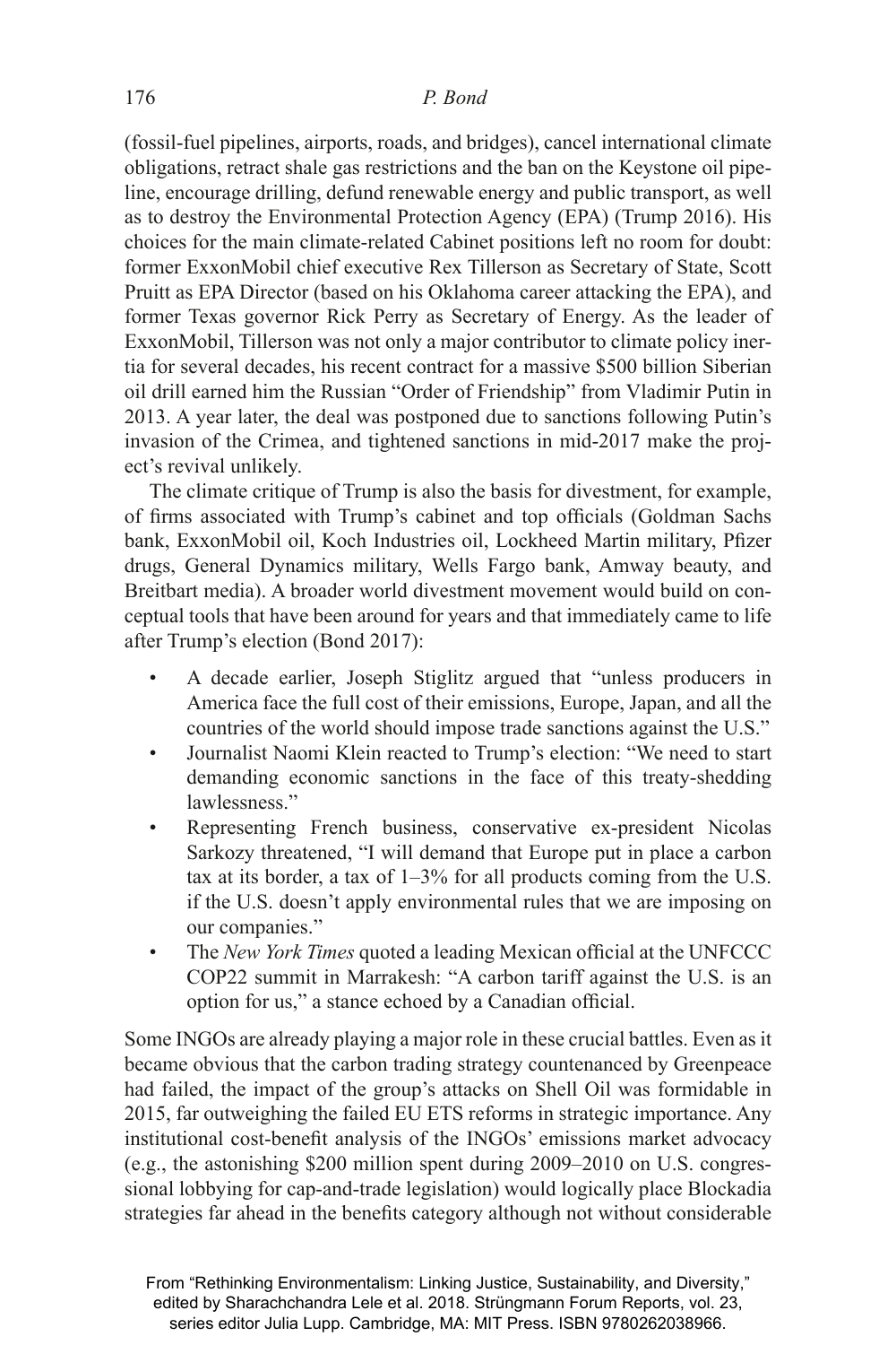(fossil-fuel pipelines, airports, roads, and bridges), cancel international climate obligations, retract shale gas restrictions and the ban on the Keystone oil pipeline, encourage drilling, defund renewable energy and public transport, as well as to destroy the Environmental Protection Agency (EPA) (Trump 2016). His choices for the main climate-related Cabinet positions left no room for doubt: former ExxonMobil chief executive Rex Tillerson as Secretary of State, Scott Pruitt as EPA Director (based on his Oklahoma career attacking the EPA), and former Texas governor Rick Perry as Secretary of Energy. As the leader of ExxonMobil, Tillerson was not only a major contributor to climate policy inertia for several decades, his recent contract for a massive $500 billion Siberian oil drill earned him the Russian "Order of Friendship" from Vladimir Putin in 2013. A year later, the deal was postponed due to sanctions following Putin's invasion of the Crimea, and tightened sanctions in mid-2017 make the project's revival unlikely.

The climate critique of Trump is also the basis for divestment, for example, of firms associated with Trump's cabinet and top officials (Goldman Sachs bank, ExxonMobil oil, Koch Industries oil, Lockheed Martin military, Pfizer drugs, General Dynamics military, Wells Fargo bank, Amway beauty, and Breitbart media). A broader world divestment movement would build on conceptual tools that have been around for years and that immediately came to life after Trump's election (Bond 2017):

- A decade earlier, Joseph Stiglitz argued that "unless producers in America face the full cost of their emissions, Europe, Japan, and all the countries of the world should impose trade sanctions against the U.S."
- Journalist Naomi Klein reacted to Trump's election: "We need to start demanding economic sanctions in the face of this treaty-shedding lawlessness."
- Representing French business, conservative ex-president Nicolas Sarkozy threatened, "I will demand that Europe put in place a carbon tax at its border, a tax of 1–3% for all products coming from the U.S. if the U.S. doesn't apply environmental rules that we are imposing on our companies."
- The *New York Times* quoted a leading Mexican official at the UNFCCC COP22 summit in Marrakesh: "A carbon tariff against the U.S. is an option for us," a stance echoed by a Canadian official.

Some INGOs are already playing a major role in these crucial battles. Even as it became obvious that the carbon trading strategy countenanced by Greenpeace had failed, the impact of the group's attacks on Shell Oil was formidable in 2015, far outweighing the failed EU ETS reforms in strategic importance. Any institutional cost-benefit analysis of the INGOs' emissions market advocacy (e.g., the astonishing $200 million spent during 2009–2010 on U.S. congressional lobbying for cap-and-trade legislation) would logically place Blockadia strategies far ahead in the benefits category although not without considerable

From "Rethinking Environmentalism: Linking Justice, Sustainability, and Diversity," edited by Sharachchandra Lele et al. 2018. Strüngmann Forum Reports, vol. 23, series editor Julia Lupp. Cambridge, MA: MIT Press. ISBN 9780262038966.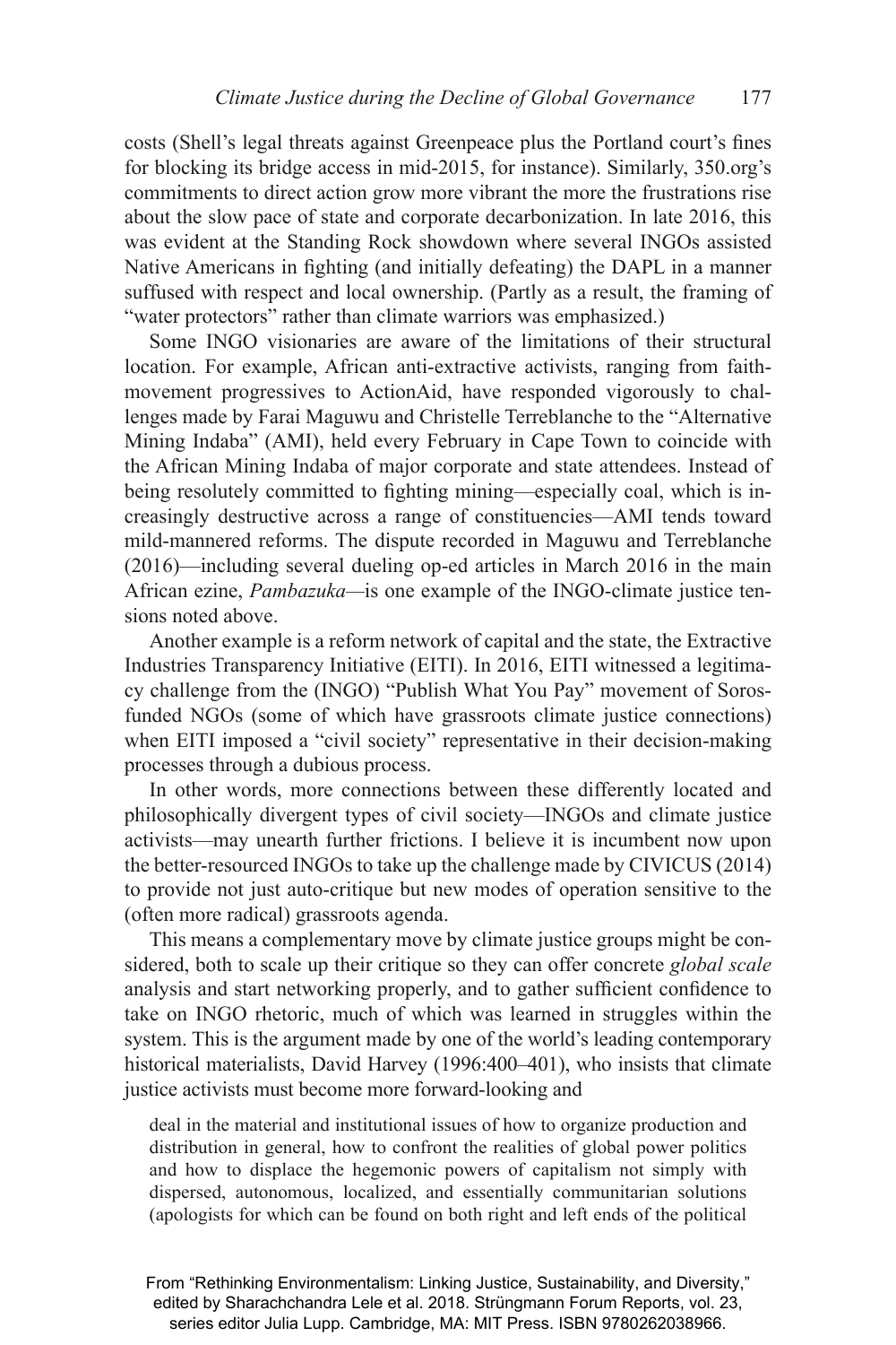costs (Shell's legal threats against Greenpeace plus the Portland court's fines for blocking its bridge access in mid-2015, for instance). Similarly, 350.org's commitments to direct action grow more vibrant the more the frustrations rise about the slow pace of state and corporate decarbonization. In late 2016, this was evident at the Standing Rock showdown where several INGOs assisted Native Americans in fighting (and initially defeating) the DAPL in a manner suffused with respect and local ownership. (Partly as a result, the framing of "water protectors" rather than climate warriors was emphasized.)

Some INGO visionaries are aware of the limitations of their structural location. For example, African anti-extractive activists, ranging from faith-movement progressives to ActionAid, have responded vigorously to challenges made by Farai Maguwu and Christelle Terreblanche to the "Alternative Mining Indaba" (AMI), held every February in Cape Town to coincide with the African Mining Indaba of major corporate and state attendees. Instead of being resolutely committed to fighting mining—especially coal, which is increasingly destructive across a range of constituencies—AMI tends toward mild-mannered reforms. The dispute recorded in Maguwu and Terreblanche (2016)—including several dueling op-ed articles in March 2016 in the main African ezine, *Pambazuka*—is one example of the INGO-climate justice tensions noted above.

Another example is a reform network of capital and the state, the Extractive Industries Transparency Initiative (EITI). In 2016, EITI witnessed a legitimacy challenge from the (INGO) "Publish What You Pay" movement of Soros-funded NGOs (some of which have grassroots climate justice connections) when EITI imposed a "civil society" representative in their decision-making processes through a dubious process.

In other words, more connections between these differently located and philosophically divergent types of civil society—INGOs and climate justice activists—may unearth further frictions. I believe it is incumbent now upon the better-resourced INGOs to take up the challenge made by CIVICUS (2014) to provide not just auto-critique but new modes of operation sensitive to the (often more radical) grassroots agenda.

This means a complementary move by climate justice groups might be considered, both to scale up their critique so they can offer concrete *global scale* analysis and start networking properly, and to gather sufficient confidence to take on INGO rhetoric, much of which was learned in struggles within the system. This is the argument made by one of the world's leading contemporary historical materialists, David Harvey (1996:400–401), who insists that climate justice activists must become more forward-looking and

> deal in the material and institutional issues of how to organize production and distribution in general, how to confront the realities of global power politics and how to displace the hegemonic powers of capitalism not simply with dispersed, autonomous, localized, and essentially communitarian solutions (apologists for which can be found on both right and left ends of the political

From "Rethinking Environmentalism: Linking Justice, Sustainability, and Diversity," edited by Sharachchandra Lele et al. 2018. Strüngmann Forum Reports, vol. 23, series editor Julia Lupp. Cambridge, MA: MIT Press. ISBN 9780262038966.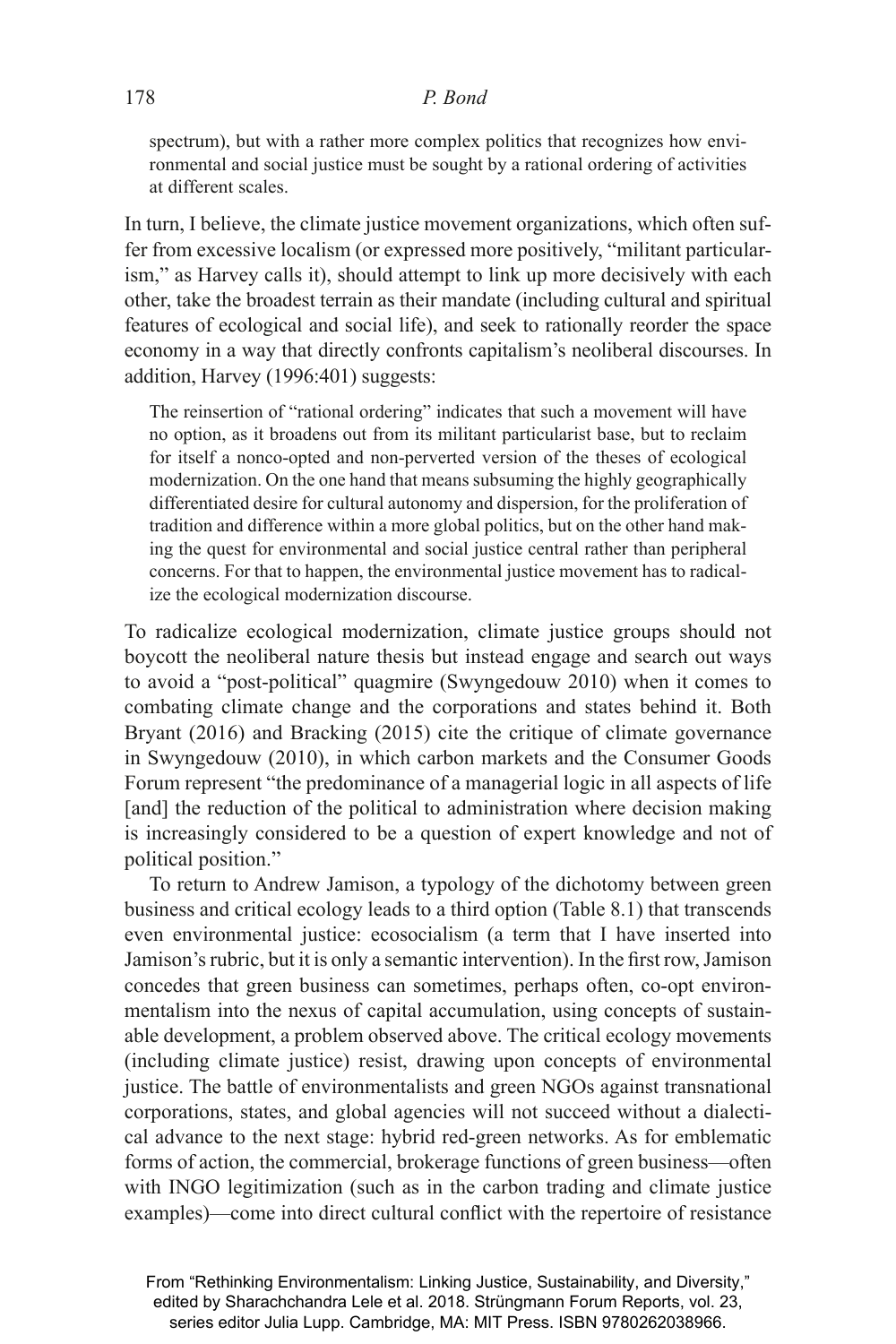spectrum), but with a rather more complex politics that recognizes how environmental and social justice must be sought by a rational ordering of activities at different scales.

In turn, I believe, the climate justice movement organizations, which often suffer from excessive localism (or expressed more positively, "militant particularism," as Harvey calls it), should attempt to link up more decisively with each other, take the broadest terrain as their mandate (including cultural and spiritual features of ecological and social life), and seek to rationally reorder the space economy in a way that directly confronts capitalism's neoliberal discourses. In addition, Harvey (1996:401) suggests:

> The reinsertion of "rational ordering" indicates that such a movement will have no option, as it broadens out from its militant particularist base, but to reclaim for itself a nonco-opted and non-perverted version of the theses of ecological modernization. On the one hand that means subsuming the highly geographically differentiated desire for cultural autonomy and dispersion, for the proliferation of tradition and difference within a more global politics, but on the other hand making the quest for environmental and social justice central rather than peripheral concerns. For that to happen, the environmental justice movement has to radicalize the ecological modernization discourse.

To radicalize ecological modernization, climate justice groups should not boycott the neoliberal nature thesis but instead engage and search out ways to avoid a "post-political" quagmire (Swyngedouw 2010) when it comes to combating climate change and the corporations and states behind it. Both Bryant (2016) and Bracking (2015) cite the critique of climate governance in Swyngedouw (2010), in which carbon markets and the Consumer Goods Forum represent "the predominance of a managerial logic in all aspects of life [and] the reduction of the political to administration where decision making is increasingly considered to be a question of expert knowledge and not of political position."

To return to Andrew Jamison, a typology of the dichotomy between green business and critical ecology leads to a third option (Table 8.1) that transcends even environmental justice: ecosocialism (a term that I have inserted into Jamison's rubric, but it is only a semantic intervention). In the first row, Jamison concedes that green business can sometimes, perhaps often, co-opt environmentalism into the nexus of capital accumulation, using concepts of sustainable development, a problem observed above. The critical ecology movements (including climate justice) resist, drawing upon concepts of environmental justice. The battle of environmentalists and green NGOs against transnational corporations, states, and global agencies will not succeed without a dialectical advance to the next stage: hybrid red-green networks. As for emblematic forms of action, the commercial, brokerage functions of green business—often with INGO legitimization (such as in the carbon trading and climate justice examples)—come into direct cultural conflict with the repertoire of resistance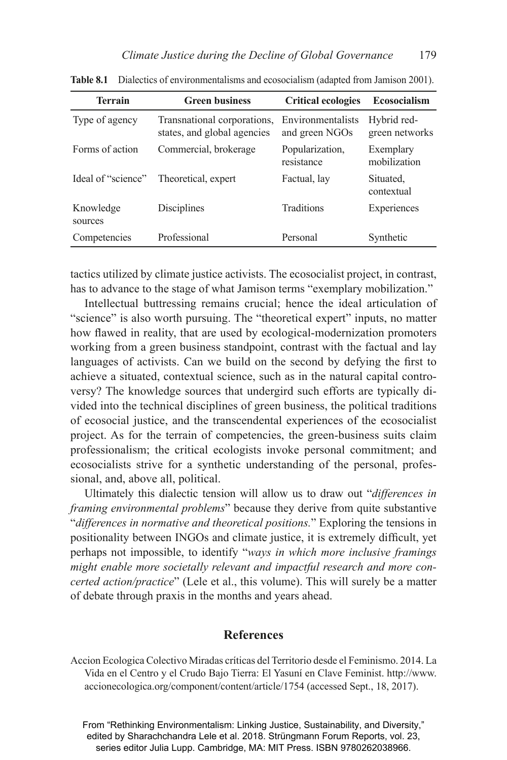**Table 8.1** Dialectics of environmentalisms and ecosocialism (adapted from Jamison 2001).

| Terrain | Green business | Critical ecologies | Ecosocialism |
|---|---|---|---|
| Type of agency | Transnational corporations, states, and global agencies | Environmentalists and green NGOs | Hybrid red-green networks |
| Forms of action | Commercial, brokerage | Popularization, resistance | Exemplary mobilization |
| Ideal of "science" | Theoretical, expert | Factual, lay | Situated, contextual |
| Knowledge sources | Disciplines | Traditions | Experiences |
| Competencies | Professional | Personal | Synthetic |

tactics utilized by climate justice activists. The ecosocialist project, in contrast, has to advance to the stage of what Jamison terms "exemplary mobilization."

Intellectual buttressing remains crucial; hence the ideal articulation of "science" is also worth pursuing. The "theoretical expert" inputs, no matter how flawed in reality, that are used by ecological-modernization promoters working from a green business standpoint, contrast with the factual and lay languages of activists. Can we build on the second by defying the first to achieve a situated, contextual science, such as in the natural capital controversy? The knowledge sources that undergird such efforts are typically divided into the technical disciplines of green business, the political traditions of ecosocial justice, and the transcendental experiences of the ecosocialist project. As for the terrain of competencies, the green-business suits claim professionalism; the critical ecologists invoke personal commitment; and ecosocialists strive for a synthetic understanding of the personal, professional, and, above all, political.

Ultimately this dialectic tension will allow us to draw out "*differences in framing environmental problems*" because they derive from quite substantive "*differences in normative and theoretical positions.*" Exploring the tensions in positionality between INGOs and climate justice, it is extremely difficult, yet perhaps not impossible, to identify "*ways in which more inclusive framings might enable more societally relevant and impactful research and more concerted action/practice*" (Lele et al., this volume). This will surely be a matter of debate through praxis in the months and years ahead.

## References

Accion Ecologica Colectivo Miradas críticas del Territorio desde el Feminismo. 2014. La Vida en el Centro y el Crudo Bajo Tierra: El Yasuní en Clave Feminist. http://www.accionecologica.org/component/content/article/1754 (accessed Sept., 18, 2017).

From "Rethinking Environmentalism: Linking Justice, Sustainability, and Diversity," edited by Sharachchandra Lele et al. 2018. Strüngmann Forum Reports, vol. 23, series editor Julia Lupp. Cambridge, MA: MIT Press. ISBN 9780262038966.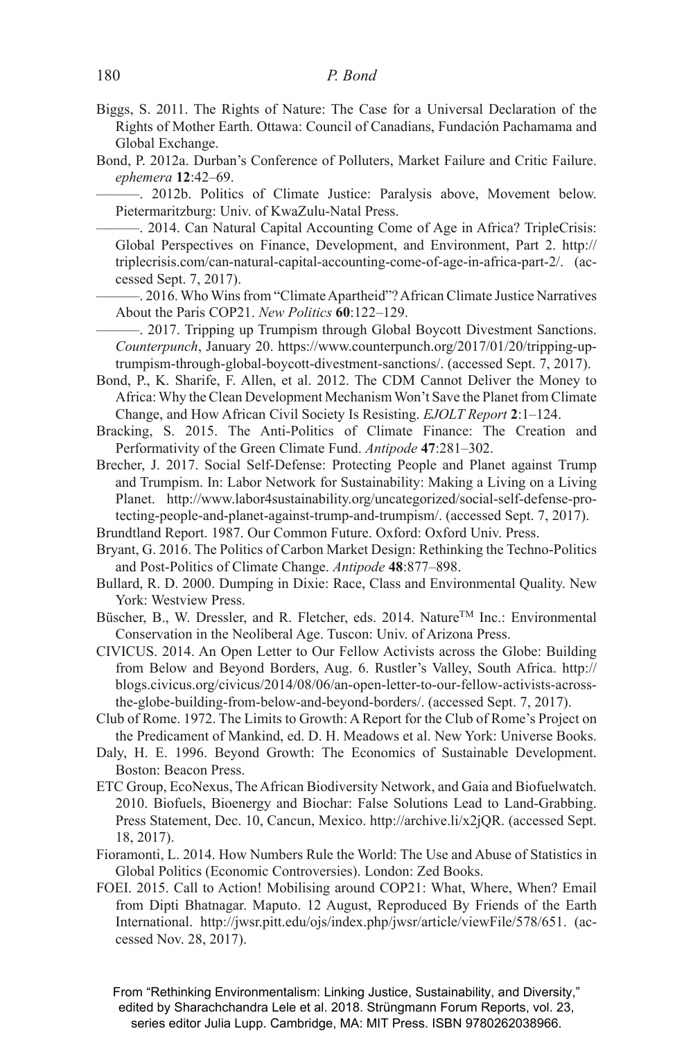Biggs, S. 2011. The Rights of Nature: The Case for a Universal Declaration of the Rights of Mother Earth. Ottawa: Council of Canadians, Fundación Pachamama and Global Exchange.

Bond, P. 2012a. Durban's Conference of Polluters, Market Failure and Critic Failure. *ephemera* **12**:42–69.

———. 2012b. Politics of Climate Justice: Paralysis above, Movement below. Pietermaritzburg: Univ. of KwaZulu-Natal Press.

———. 2014. Can Natural Capital Accounting Come of Age in Africa? TripleCrisis: Global Perspectives on Finance, Development, and Environment, Part 2. http://triplecrisis.com/can-natural-capital-accounting-come-of-age-in-africa-part-2/. (accessed Sept. 7, 2017).

———. 2016. Who Wins from "Climate Apartheid"? African Climate Justice Narratives About the Paris COP21. *New Politics* **60**:122–129.

———. 2017. Tripping up Trumpism through Global Boycott Divestment Sanctions. *Counterpunch*, January 20. https://www.counterpunch.org/2017/01/20/tripping-up-trumpism-through-global-boycott-divestment-sanctions/. (accessed Sept. 7, 2017).

Bond, P., K. Sharife, F. Allen, et al. 2012. The CDM Cannot Deliver the Money to Africa: Why the Clean Development Mechanism Won't Save the Planet from Climate Change, and How African Civil Society Is Resisting. *EJOLT Report* **2**:1–124.

Bracking, S. 2015. The Anti-Politics of Climate Finance: The Creation and Performativity of the Green Climate Fund. *Antipode* **47**:281–302.

Brecher, J. 2017. Social Self-Defense: Protecting People and Planet against Trump and Trumpism. In: Labor Network for Sustainability: Making a Living on a Living Planet. http://www.labor4sustainability.org/uncategorized/social-self-defense-protecting-people-and-planet-against-trump-and-trumpism/. (accessed Sept. 7, 2017).

Brundtland Report. 1987. Our Common Future. Oxford: Oxford Univ. Press.

Bryant, G. 2016. The Politics of Carbon Market Design: Rethinking the Techno-Politics and Post-Politics of Climate Change. *Antipode* **48**:877–898.

Bullard, R. D. 2000. Dumping in Dixie: Race, Class and Environmental Quality. New York: Westview Press.

Büscher, B., W. Dressler, and R. Fletcher, eds. 2014. Nature™ Inc.: Environmental Conservation in the Neoliberal Age. Tuscon: Univ. of Arizona Press.

CIVICUS. 2014. An Open Letter to Our Fellow Activists across the Globe: Building from Below and Beyond Borders, Aug. 6. Rustler's Valley, South Africa. http://blogs.civicus.org/civicus/2014/08/06/an-open-letter-to-our-fellow-activists-across-the-globe-building-from-below-and-beyond-borders/. (accessed Sept. 7, 2017).

Club of Rome. 1972. The Limits to Growth: A Report for the Club of Rome's Project on the Predicament of Mankind, ed. D. H. Meadows et al. New York: Universe Books.

Daly, H. E. 1996. Beyond Growth: The Economics of Sustainable Development. Boston: Beacon Press.

ETC Group, EcoNexus, The African Biodiversity Network, and Gaia and Biofuelwatch. 2010. Biofuels, Bioenergy and Biochar: False Solutions Lead to Land-Grabbing. Press Statement, Dec. 10, Cancun, Mexico. http://archive.li/x2jQR. (accessed Sept. 18, 2017).

Fioramonti, L. 2014. How Numbers Rule the World: The Use and Abuse of Statistics in Global Politics (Economic Controversies). London: Zed Books.

FOEI. 2015. Call to Action! Mobilising around COP21: What, Where, When? Email from Dipti Bhatnagar. Maputo. 12 August, Reproduced By Friends of the Earth International. http://jwsr.pitt.edu/ojs/index.php/jwsr/article/viewFile/578/651. (accessed Nov. 28, 2017).

From "Rethinking Environmentalism: Linking Justice, Sustainability, and Diversity," edited by Sharachchandra Lele et al. 2018. Strüngmann Forum Reports, vol. 23, series editor Julia Lupp. Cambridge, MA: MIT Press. ISBN 9780262038966.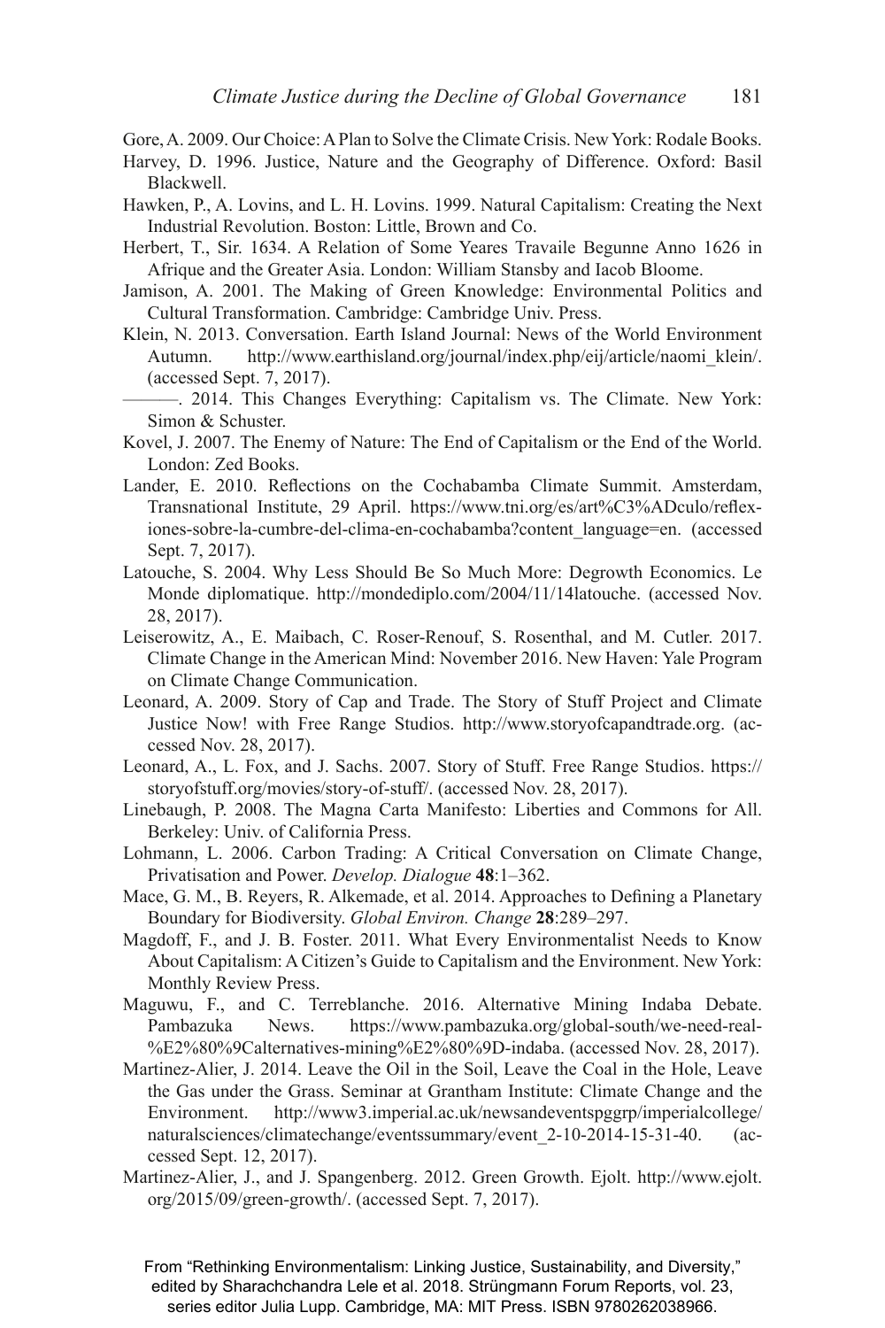Gore, A. 2009. Our Choice: A Plan to Solve the Climate Crisis. New York: Rodale Books.

Harvey, D. 1996. Justice, Nature and the Geography of Difference. Oxford: Basil Blackwell.

Hawken, P., A. Lovins, and L. H. Lovins. 1999. Natural Capitalism: Creating the Next Industrial Revolution. Boston: Little, Brown and Co.

Herbert, T., Sir. 1634. A Relation of Some Yeares Travaile Begunne Anno 1626 in Afrique and the Greater Asia. London: William Stansby and Iacob Bloome.

Jamison, A. 2001. The Making of Green Knowledge: Environmental Politics and Cultural Transformation. Cambridge: Cambridge Univ. Press.

Klein, N. 2013. Conversation. Earth Island Journal: News of the World Environment Autumn. http://www.earthisland.org/journal/index.php/eij/article/naomi_klein/. (accessed Sept. 7, 2017).

———. 2014. This Changes Everything: Capitalism vs. The Climate. New York: Simon & Schuster.

Kovel, J. 2007. The Enemy of Nature: The End of Capitalism or the End of the World. London: Zed Books.

Lander, E. 2010. Reflections on the Cochabamba Climate Summit. Amsterdam, Transnational Institute, 29 April. https://www.tni.org/es/art%C3%ADculo/reflexiones-sobre-la-cumbre-del-clima-en-cochabamba?content_language=en. (accessed Sept. 7, 2017).

Latouche, S. 2004. Why Less Should Be So Much More: Degrowth Economics. Le Monde diplomatique. http://mondediplo.com/2004/11/14latouche. (accessed Nov. 28, 2017).

Leiserowitz, A., E. Maibach, C. Roser-Renouf, S. Rosenthal, and M. Cutler. 2017. Climate Change in the American Mind: November 2016. New Haven: Yale Program on Climate Change Communication.

Leonard, A. 2009. Story of Cap and Trade. The Story of Stuff Project and Climate Justice Now! with Free Range Studios. http://www.storyofcapandtrade.org. (accessed Nov. 28, 2017).

Leonard, A., L. Fox, and J. Sachs. 2007. Story of Stuff. Free Range Studios. https://storyofstuff.org/movies/story-of-stuff/. (accessed Nov. 28, 2017).

Linebaugh, P. 2008. The Magna Carta Manifesto: Liberties and Commons for All. Berkeley: Univ. of California Press.

Lohmann, L. 2006. Carbon Trading: A Critical Conversation on Climate Change, Privatisation and Power. *Develop. Dialogue* **48**:1–362.

Mace, G. M., B. Reyers, R. Alkemade, et al. 2014. Approaches to Defining a Planetary Boundary for Biodiversity. *Global Environ. Change* **28**:289–297.

Magdoff, F., and J. B. Foster. 2011. What Every Environmentalist Needs to Know About Capitalism: A Citizen's Guide to Capitalism and the Environment. New York: Monthly Review Press.

Maguwu, F., and C. Terreblanche. 2016. Alternative Mining Indaba Debate. Pambazuka News. https://www.pambazuka.org/global-south/we-need-real-%E2%80%9Calternatives-mining%E2%80%9D-indaba. (accessed Nov. 28, 2017).

Martinez-Alier, J. 2014. Leave the Oil in the Soil, Leave the Coal in the Hole, Leave the Gas under the Grass. Seminar at Grantham Institute: Climate Change and the Environment. http://www3.imperial.ac.uk/newsandeventspggrp/imperialcollege/naturalsciences/climatechange/eventssummary/event_2-10-2014-15-31-40. (accessed Sept. 12, 2017).

Martinez-Alier, J., and J. Spangenberg. 2012. Green Growth. Ejolt. http://www.ejolt.org/2015/09/green-growth/. (accessed Sept. 7, 2017).

From "Rethinking Environmentalism: Linking Justice, Sustainability, and Diversity," edited by Sharachchandra Lele et al. 2018. Strüngmann Forum Reports, vol. 23, series editor Julia Lupp. Cambridge, MA: MIT Press. ISBN 9780262038966.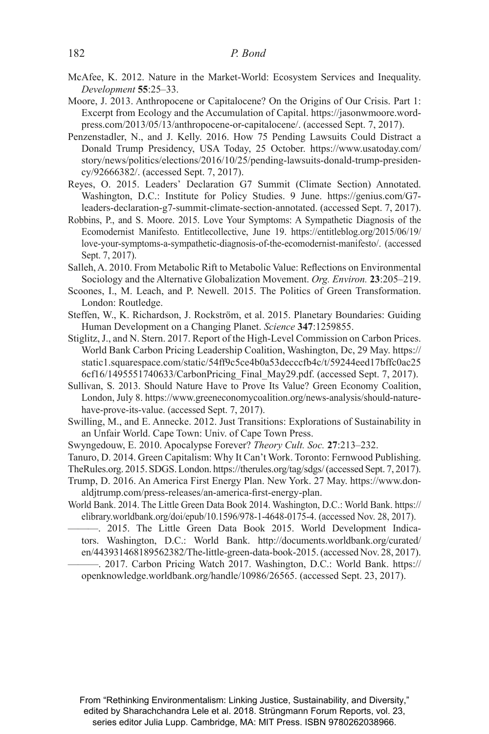McAfee, K. 2012. Nature in the Market-World: Ecosystem Services and Inequality. *Development* **55**:25–33.

Moore, J. 2013. Anthropocene or Capitalocene? On the Origins of Our Crisis. Part 1: Excerpt from Ecology and the Accumulation of Capital. https://jasonwmoore.wordpress.com/2013/05/13/anthropocene-or-capitalocene/. (accessed Sept. 7, 2017).

Penzenstadler, N., and J. Kelly. 2016. How 75 Pending Lawsuits Could Distract a Donald Trump Presidency, USA Today, 25 October. https://www.usatoday.com/story/news/politics/elections/2016/10/25/pending-lawsuits-donald-trump-presidency/92666382/. (accessed Sept. 7, 2017).

Reyes, O. 2015. Leaders' Declaration G7 Summit (Climate Section) Annotated. Washington, D.C.: Institute for Policy Studies. 9 June. https://genius.com/G7-leaders-declaration-g7-summit-climate-section-annotated. (accessed Sept. 7, 2017).

Robbins, P., and S. Moore. 2015. Love Your Symptoms: A Sympathetic Diagnosis of the Ecomodernist Manifesto. Entitlecollective, June 19. https://entitleblog.org/2015/06/19/love-your-symptoms-a-sympathetic-diagnosis-of-the-ecomodernist-manifesto/. (accessed Sept. 7, 2017).

Salleh, A. 2010. From Metabolic Rift to Metabolic Value: Reflections on Environmental Sociology and the Alternative Globalization Movement. *Org. Environ.* **23**:205–219.

Scoones, I., M. Leach, and P. Newell. 2015. The Politics of Green Transformation. London: Routledge.

Steffen, W., K. Richardson, J. Rockström, et al. 2015. Planetary Boundaries: Guiding Human Development on a Changing Planet. *Science* **347**:1259855.

Stiglitz, J., and N. Stern. 2017. Report of the High-Level Commission on Carbon Prices. World Bank Carbon Pricing Leadership Coalition, Washington, Dc, 29 May. https://static1.squarespace.com/static/54ff9c5ce4b0a53decccfb4c/t/59244eed17bffc0ac256cf16/1495551740633/CarbonPricing_Final_May29.pdf. (accessed Sept. 7, 2017).

Sullivan, S. 2013. Should Nature Have to Prove Its Value? Green Economy Coalition, London, July 8. https://www.greeneconomycoalition.org/news-analysis/should-nature-have-prove-its-value. (accessed Sept. 7, 2017).

Swilling, M., and E. Annecke. 2012. Just Transitions: Explorations of Sustainability in an Unfair World. Cape Town: Univ. of Cape Town Press.

Swyngedouw, E. 2010. Apocalypse Forever? *Theory Cult. Soc.* **27**:213–232.

Tanuro, D. 2014. Green Capitalism: Why It Can't Work. Toronto: Fernwood Publishing.

TheRules.org. 2015. SDGS. London. https://therules.org/tag/sdgs/ (accessed Sept. 7, 2017).

Trump, D. 2016. An America First Energy Plan. New York. 27 May. https://www.donaldjtrump.com/press-releases/an-america-first-energy-plan.

World Bank. 2014. The Little Green Data Book 2014. Washington, D.C.: World Bank. https://elibrary.worldbank.org/doi/epub/10.1596/978-1-4648-0175-4. (accessed Nov. 28, 2017).

———. 2015. The Little Green Data Book 2015. World Development Indicators. Washington, D.C.: World Bank. http://documents.worldbank.org/curated/en/443931468189562382/The-little-green-data-book-2015. (accessed Nov. 28, 2017).

———. 2017. Carbon Pricing Watch 2017. Washington, D.C.: World Bank. https://openknowledge.worldbank.org/handle/10986/26565. (accessed Sept. 23, 2017).

From "Rethinking Environmentalism: Linking Justice, Sustainability, and Diversity," edited by Sharachchandra Lele et al. 2018. Strüngmann Forum Reports, vol. 23, series editor Julia Lupp. Cambridge, MA: MIT Press. ISBN 9780262038966.